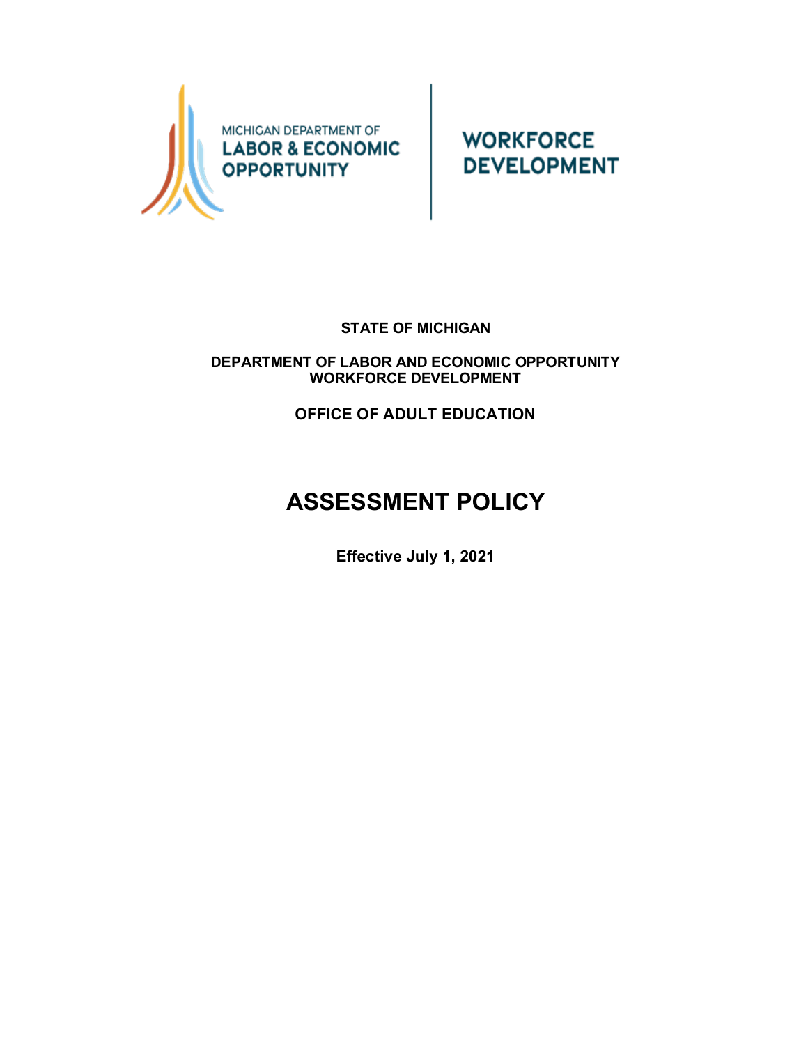MICHIGAN DEPARTMENT OF
LABOR & ECONOMIC OPPORTUNITY

WORKFORCE DEVELOPMENT

**STATE OF MICHIGAN**

**DEPARTMENT OF LABOR AND ECONOMIC OPPORTUNITY**
**WORKFORCE DEVELOPMENT**

**OFFICE OF ADULT EDUCATION**

# ASSESSMENT POLICY

**Effective July 1, 2021**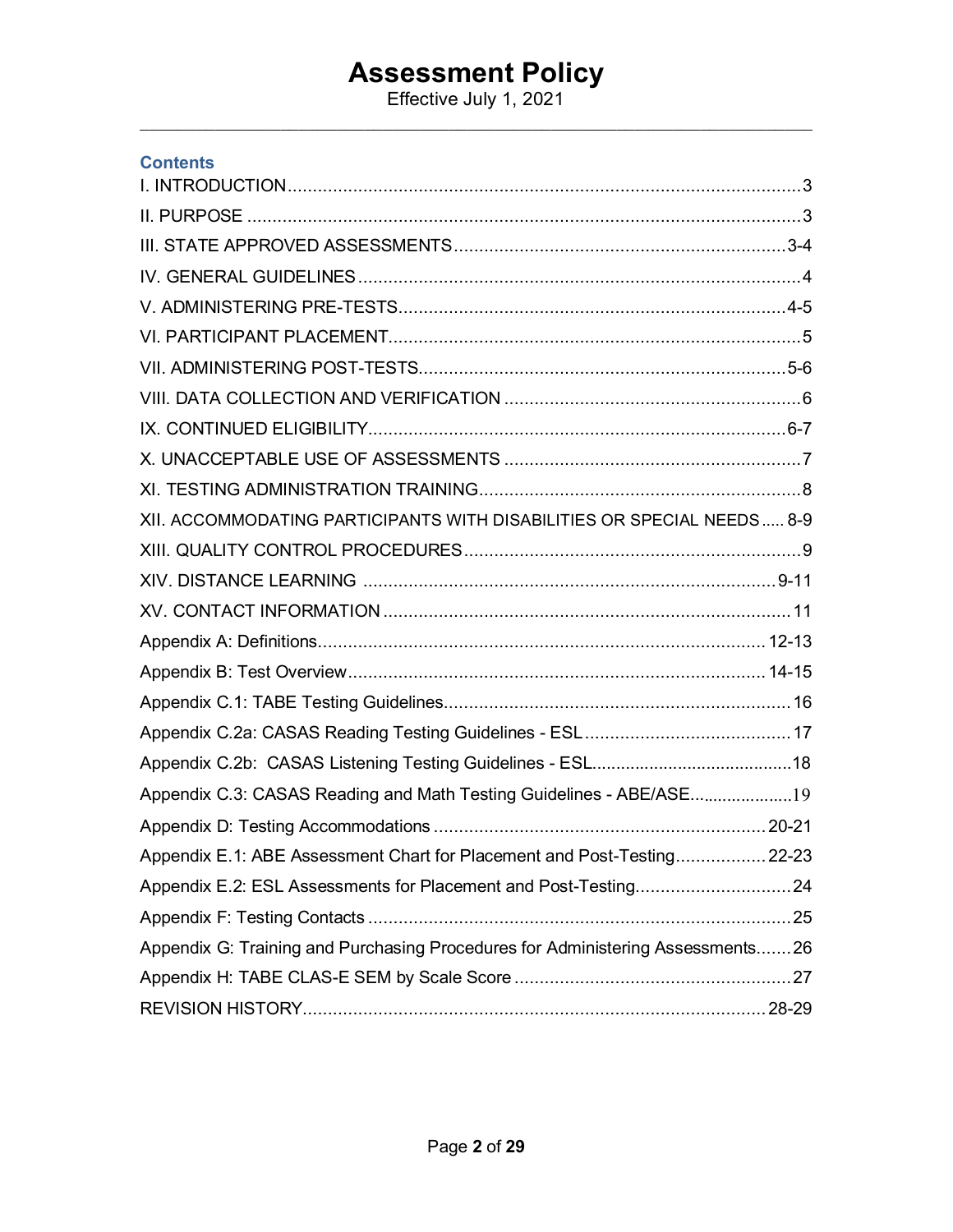# Assessment Policy

Effective July 1, 2021

## Contents

I. INTRODUCTION....................................................................................................3

II. PURPOSE ..............................................................................................................3

III. STATE APPROVED ASSESSMENTS.................................................................3-4

IV. GENERAL GUIDELINES......................................................................................4

V. ADMINISTERING PRE-TESTS...........................................................................4-5

VI. PARTICIPANT PLACEMENT.................................................................................5

VII. ADMINISTERING POST-TESTS.......................................................................5-6

VIII. DATA COLLECTION AND VERIFICATION ...........................................................6

IX. CONTINUED ELIGIBILITY.................................................................................6-7

X. UNACCEPTABLE USE OF ASSESSMENTS ...........................................................7

XI. TESTING ADMINISTRATION TRAINING................................................................8

XII. ACCOMMODATING PARTICIPANTS WITH DISABILITIES OR SPECIAL NEEDS ..... 8-9

XIII. QUALITY CONTROL PROCEDURES...................................................................9

XIV. DISTANCE LEARNING ...................................................................................9-11

XV. CONTACT INFORMATION ................................................................................11

Appendix A: Definitions......................................................................................... 12-13

Appendix B: Test Overview.................................................................................... 14-15

Appendix C.1: TABE Testing Guidelines....................................................................16

Appendix C.2a: CASAS Reading Testing Guidelines - ESL.........................................17

Appendix C.2b: CASAS Listening Testing Guidelines - ESL.........................................18

Appendix C.3: CASAS Reading and Math Testing Guidelines - ABE/ASE.....................19

Appendix D: Testing Accommodations .................................................................. 20-21

Appendix E.1: ABE Assessment Chart for Placement and Post-Testing.................. 22-23

Appendix E.2: ESL Assessments for Placement and Post-Testing...............................24

Appendix F: Testing Contacts ....................................................................................25

Appendix G: Training and Purchasing Procedures for Administering Assessments.......26

Appendix H: TABE CLAS-E SEM by Scale Score .......................................................27

REVISION HISTORY............................................................................................ 28-29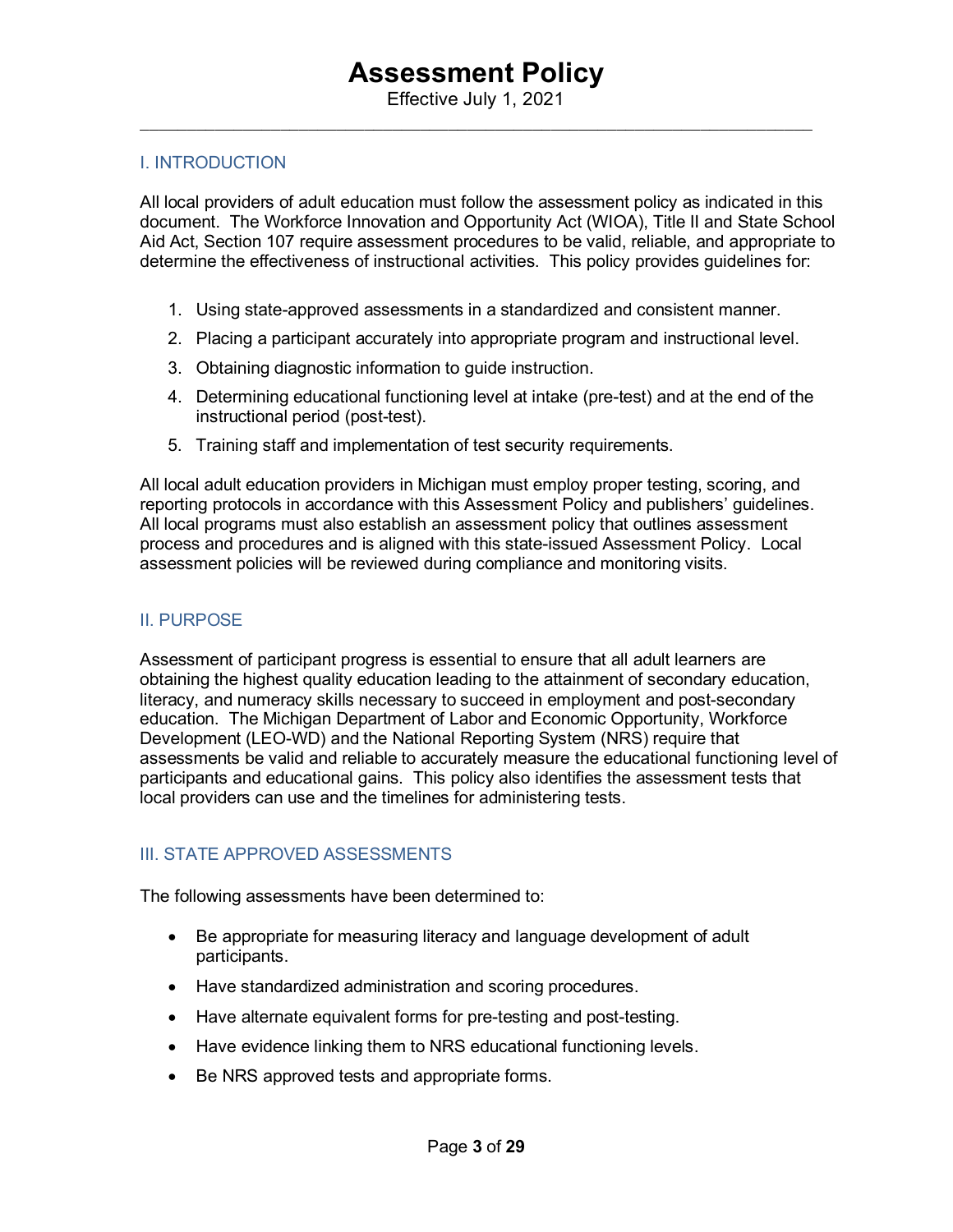# Assessment Policy

Effective July 1, 2021

## I. INTRODUCTION

All local providers of adult education must follow the assessment policy as indicated in this document. The Workforce Innovation and Opportunity Act (WIOA), Title II and State School Aid Act, Section 107 require assessment procedures to be valid, reliable, and appropriate to determine the effectiveness of instructional activities. This policy provides guidelines for:

1. Using state-approved assessments in a standardized and consistent manner.
2. Placing a participant accurately into appropriate program and instructional level.
3. Obtaining diagnostic information to guide instruction.
4. Determining educational functioning level at intake (pre-test) and at the end of the instructional period (post-test).
5. Training staff and implementation of test security requirements.

All local adult education providers in Michigan must employ proper testing, scoring, and reporting protocols in accordance with this Assessment Policy and publishers' guidelines. All local programs must also establish an assessment policy that outlines assessment process and procedures and is aligned with this state-issued Assessment Policy. Local assessment policies will be reviewed during compliance and monitoring visits.

## II. PURPOSE

Assessment of participant progress is essential to ensure that all adult learners are obtaining the highest quality education leading to the attainment of secondary education, literacy, and numeracy skills necessary to succeed in employment and post-secondary education. The Michigan Department of Labor and Economic Opportunity, Workforce Development (LEO-WD) and the National Reporting System (NRS) require that assessments be valid and reliable to accurately measure the educational functioning level of participants and educational gains. This policy also identifies the assessment tests that local providers can use and the timelines for administering tests.

## III. STATE APPROVED ASSESSMENTS

The following assessments have been determined to:

- Be appropriate for measuring literacy and language development of adult participants.
- Have standardized administration and scoring procedures.
- Have alternate equivalent forms for pre-testing and post-testing.
- Have evidence linking them to NRS educational functioning levels.
- Be NRS approved tests and appropriate forms.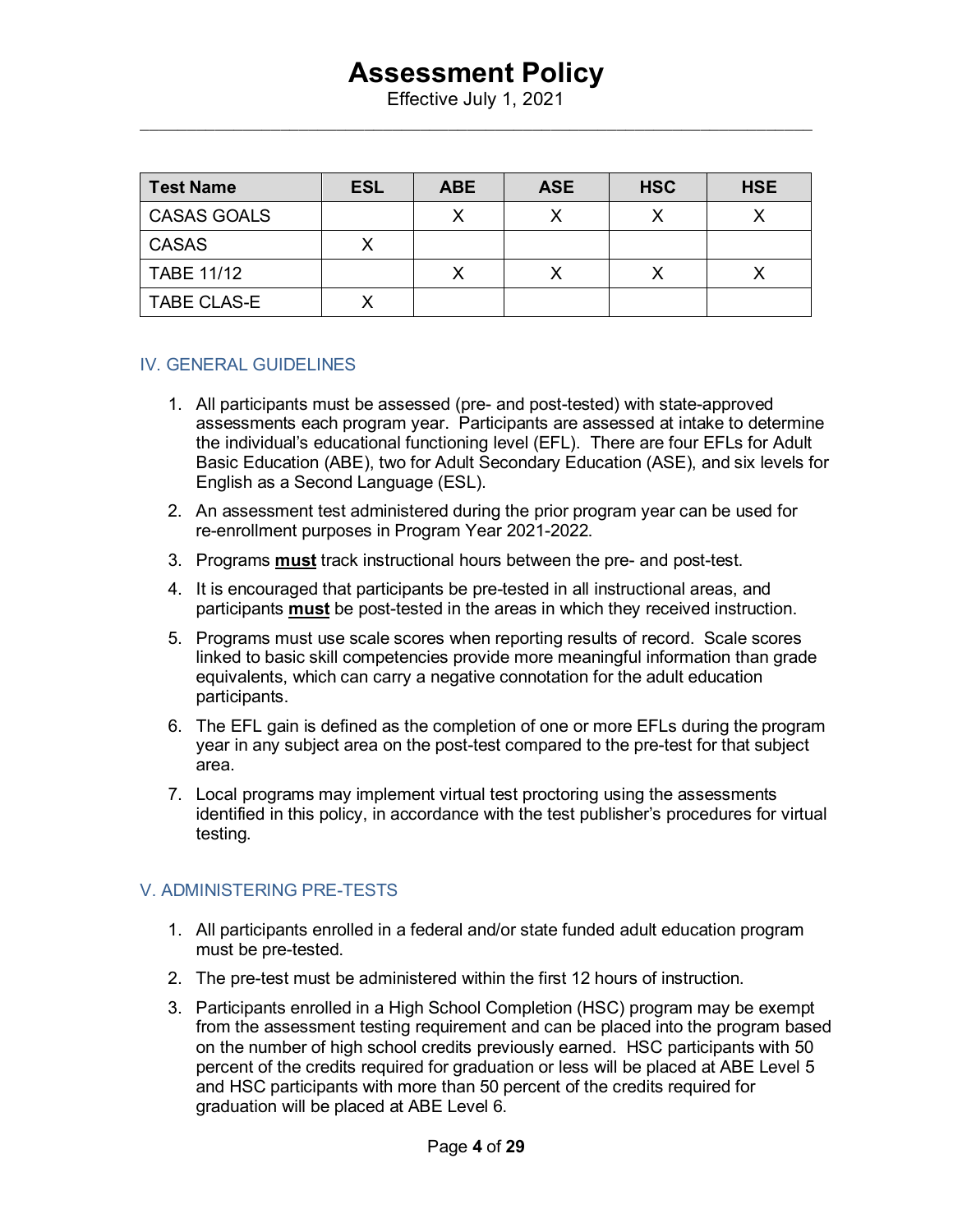| Test Name | ESL | ABE | ASE | HSC | HSE |
| --- | --- | --- | --- | --- | --- |
| CASAS GOALS | | X | X | X | X |
| CASAS | X | | | | |
| TABE 11/12 | | X | X | X | X |
| TABE CLAS-E | X | | | | |

## IV. GENERAL GUIDELINES

1. All participants must be assessed (pre- and post-tested) with state-approved assessments each program year. Participants are assessed at intake to determine the individual's educational functioning level (EFL). There are four EFLs for Adult Basic Education (ABE), two for Adult Secondary Education (ASE), and six levels for English as a Second Language (ESL).
2. An assessment test administered during the prior program year can be used for re-enrollment purposes in Program Year 2021-2022.
3. Programs **must** track instructional hours between the pre- and post-test.
4. It is encouraged that participants be pre-tested in all instructional areas, and participants **must** be post-tested in the areas in which they received instruction.
5. Programs must use scale scores when reporting results of record. Scale scores linked to basic skill competencies provide more meaningful information than grade equivalents, which can carry a negative connotation for the adult education participants.
6. The EFL gain is defined as the completion of one or more EFLs during the program year in any subject area on the post-test compared to the pre-test for that subject area.
7. Local programs may implement virtual test proctoring using the assessments identified in this policy, in accordance with the test publisher's procedures for virtual testing.

## V. ADMINISTERING PRE-TESTS

1. All participants enrolled in a federal and/or state funded adult education program must be pre-tested.
2. The pre-test must be administered within the first 12 hours of instruction.
3. Participants enrolled in a High School Completion (HSC) program may be exempt from the assessment testing requirement and can be placed into the program based on the number of high school credits previously earned. HSC participants with 50 percent of the credits required for graduation or less will be placed at ABE Level 5 and HSC participants with more than 50 percent of the credits required for graduation will be placed at ABE Level 6.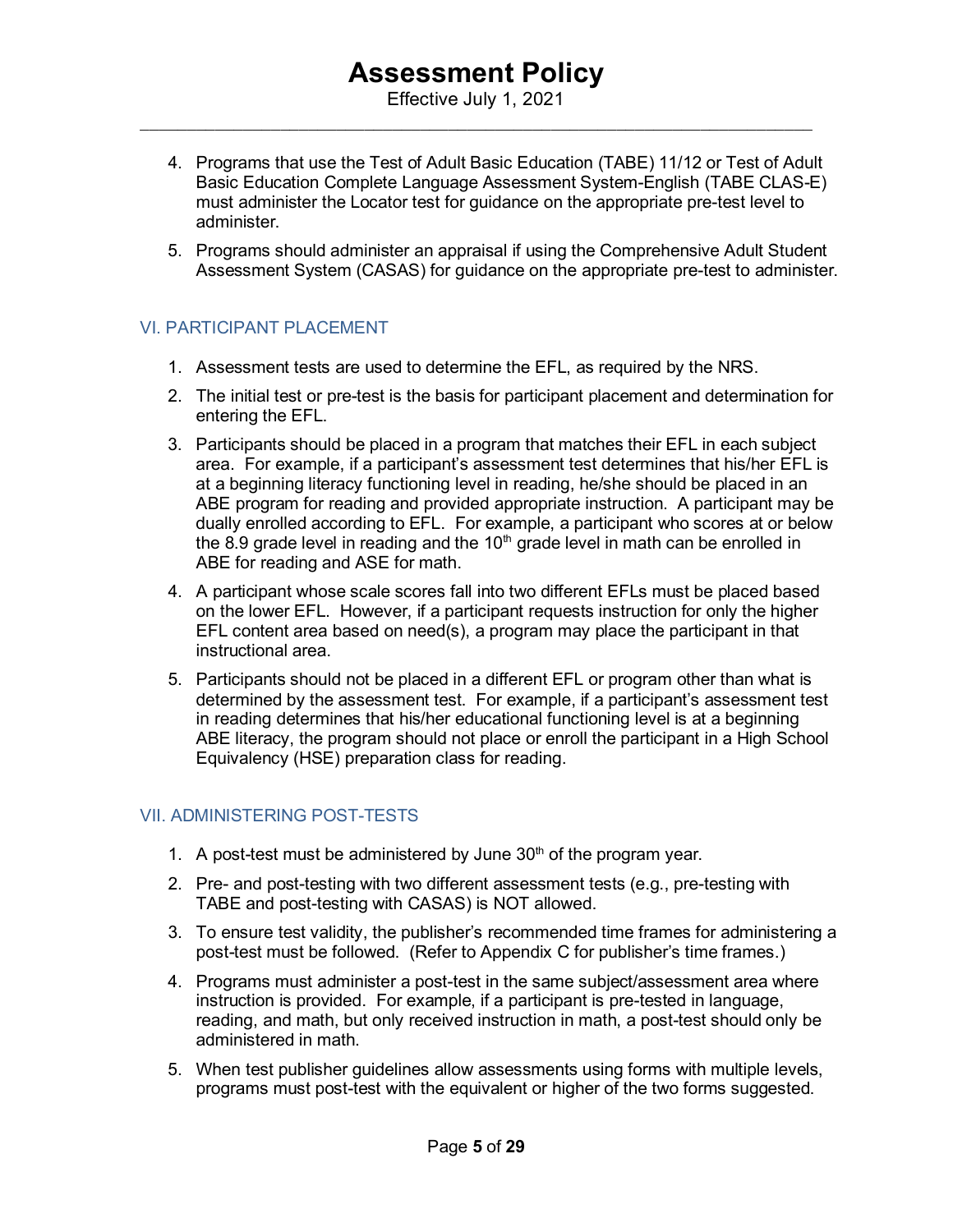4. Programs that use the Test of Adult Basic Education (TABE) 11/12 or Test of Adult Basic Education Complete Language Assessment System-English (TABE CLAS-E) must administer the Locator test for guidance on the appropriate pre-test level to administer.
5. Programs should administer an appraisal if using the Comprehensive Adult Student Assessment System (CASAS) for guidance on the appropriate pre-test to administer.

## VI. PARTICIPANT PLACEMENT

1. Assessment tests are used to determine the EFL, as required by the NRS.
2. The initial test or pre-test is the basis for participant placement and determination for entering the EFL.
3. Participants should be placed in a program that matches their EFL in each subject area. For example, if a participant's assessment test determines that his/her EFL is at a beginning literacy functioning level in reading, he/she should be placed in an ABE program for reading and provided appropriate instruction. A participant may be dually enrolled according to EFL. For example, a participant who scores at or below the 8.9 grade level in reading and the 10th grade level in math can be enrolled in ABE for reading and ASE for math.
4. A participant whose scale scores fall into two different EFLs must be placed based on the lower EFL. However, if a participant requests instruction for only the higher EFL content area based on need(s), a program may place the participant in that instructional area.
5. Participants should not be placed in a different EFL or program other than what is determined by the assessment test. For example, if a participant's assessment test in reading determines that his/her educational functioning level is at a beginning ABE literacy, the program should not place or enroll the participant in a High School Equivalency (HSE) preparation class for reading.

## VII. ADMINISTERING POST-TESTS

1. A post-test must be administered by June 30th of the program year.
2. Pre- and post-testing with two different assessment tests (e.g., pre-testing with TABE and post-testing with CASAS) is NOT allowed.
3. To ensure test validity, the publisher's recommended time frames for administering a post-test must be followed. (Refer to Appendix C for publisher's time frames.)
4. Programs must administer a post-test in the same subject/assessment area where instruction is provided. For example, if a participant is pre-tested in language, reading, and math, but only received instruction in math, a post-test should only be administered in math.
5. When test publisher guidelines allow assessments using forms with multiple levels, programs must post-test with the equivalent or higher of the two forms suggested.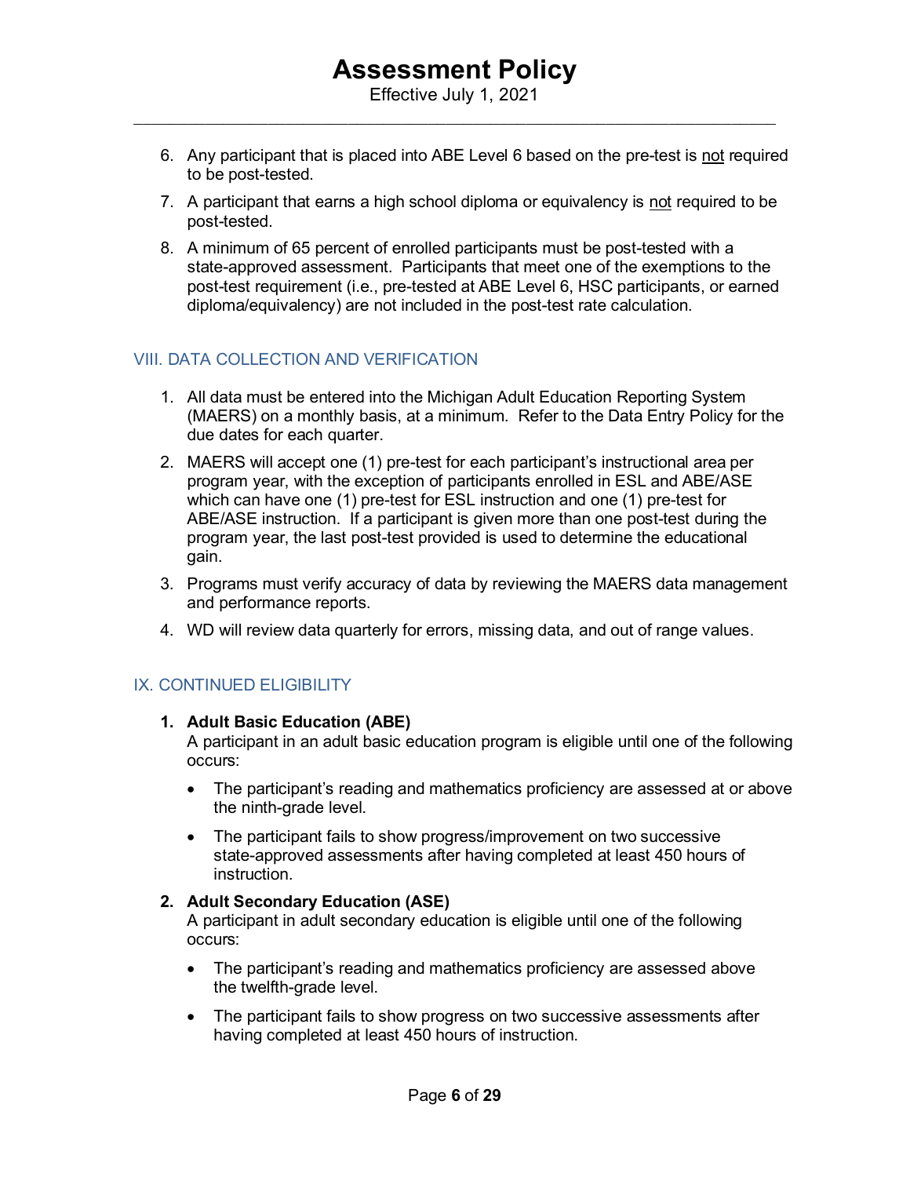6. Any participant that is placed into ABE Level 6 based on the pre-test is <u>not</u> required to be post-tested.
7. A participant that earns a high school diploma or equivalency is <u>not</u> required to be post-tested.
8. A minimum of 65 percent of enrolled participants must be post-tested with a state-approved assessment. Participants that meet one of the exemptions to the post-test requirement (i.e., pre-tested at ABE Level 6, HSC participants, or earned diploma/equivalency) are not included in the post-test rate calculation.

## VIII. DATA COLLECTION AND VERIFICATION

1. All data must be entered into the Michigan Adult Education Reporting System (MAERS) on a monthly basis, at a minimum. Refer to the Data Entry Policy for the due dates for each quarter.
2. MAERS will accept one (1) pre-test for each participant's instructional area per program year, with the exception of participants enrolled in ESL and ABE/ASE which can have one (1) pre-test for ESL instruction and one (1) pre-test for ABE/ASE instruction. If a participant is given more than one post-test during the program year, the last post-test provided is used to determine the educational gain.
3. Programs must verify accuracy of data by reviewing the MAERS data management and performance reports.
4. WD will review data quarterly for errors, missing data, and out of range values.

## IX. CONTINUED ELIGIBILITY

1. **Adult Basic Education (ABE)**
   A participant in an adult basic education program is eligible until one of the following occurs:
   - The participant's reading and mathematics proficiency are assessed at or above the ninth-grade level.
   - The participant fails to show progress/improvement on two successive state-approved assessments after having completed at least 450 hours of instruction.
2. **Adult Secondary Education (ASE)**
   A participant in adult secondary education is eligible until one of the following occurs:
   - The participant's reading and mathematics proficiency are assessed above the twelfth-grade level.
   - The participant fails to show progress on two successive assessments after having completed at least 450 hours of instruction.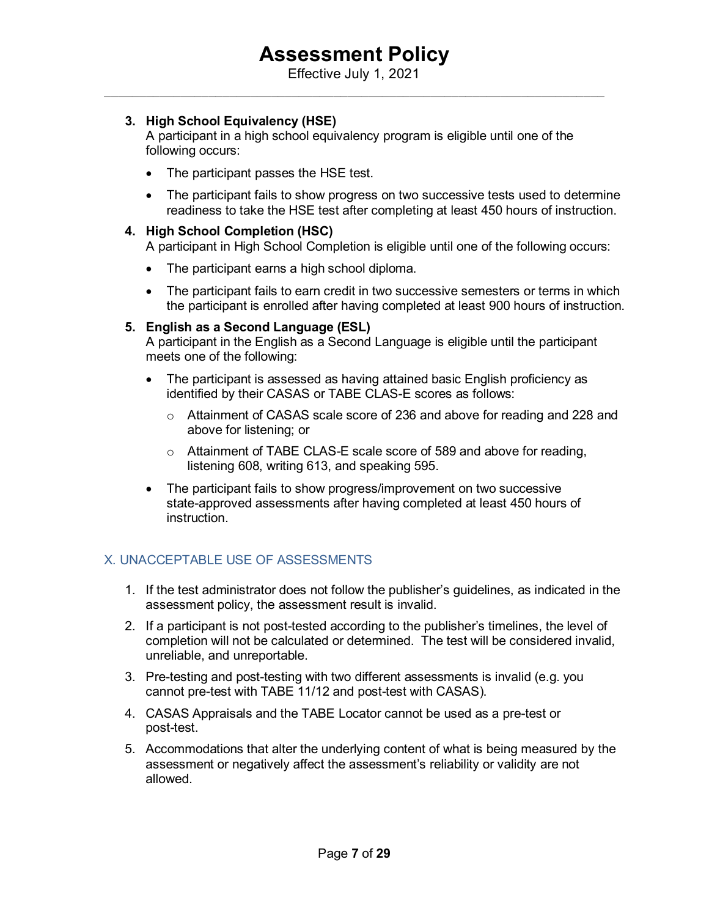3. **High School Equivalency (HSE)**
   A participant in a high school equivalency program is eligible until one of the following occurs:
   - The participant passes the HSE test.
   - The participant fails to show progress on two successive tests used to determine readiness to take the HSE test after completing at least 450 hours of instruction.

4. **High School Completion (HSC)**
   A participant in High School Completion is eligible until one of the following occurs:
   - The participant earns a high school diploma.
   - The participant fails to earn credit in two successive semesters or terms in which the participant is enrolled after having completed at least 900 hours of instruction.

5. **English as a Second Language (ESL)**
   A participant in the English as a Second Language is eligible until the participant meets one of the following:
   - The participant is assessed as having attained basic English proficiency as identified by their CASAS or TABE CLAS-E scores as follows:
     - Attainment of CASAS scale score of 236 and above for reading and 228 and above for listening; or
     - Attainment of TABE CLAS-E scale score of 589 and above for reading, listening 608, writing 613, and speaking 595.
   - The participant fails to show progress/improvement on two successive state-approved assessments after having completed at least 450 hours of instruction.

## X. UNACCEPTABLE USE OF ASSESSMENTS

1. If the test administrator does not follow the publisher's guidelines, as indicated in the assessment policy, the assessment result is invalid.
2. If a participant is not post-tested according to the publisher's timelines, the level of completion will not be calculated or determined. The test will be considered invalid, unreliable, and unreportable.
3. Pre-testing and post-testing with two different assessments is invalid (e.g. you cannot pre-test with TABE 11/12 and post-test with CASAS).
4. CASAS Appraisals and the TABE Locator cannot be used as a pre-test or post-test.
5. Accommodations that alter the underlying content of what is being measured by the assessment or negatively affect the assessment's reliability or validity are not allowed.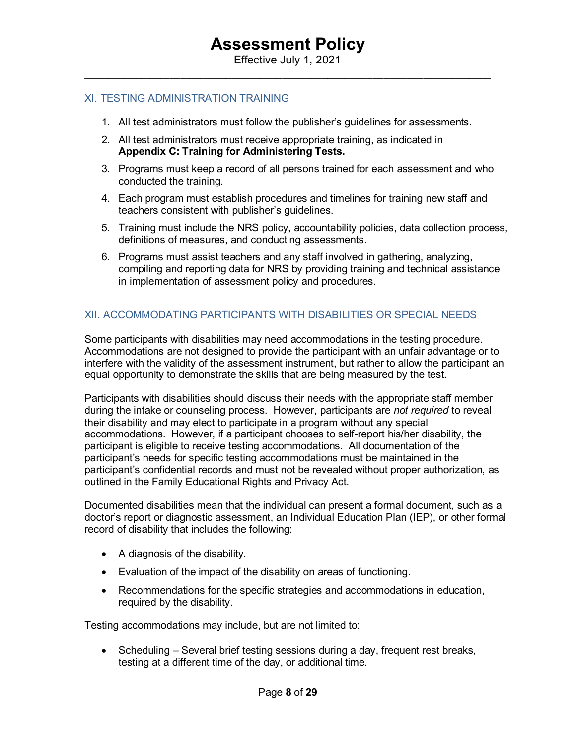## XI. TESTING ADMINISTRATION TRAINING

1. All test administrators must follow the publisher's guidelines for assessments.
2. All test administrators must receive appropriate training, as indicated in **Appendix C: Training for Administering Tests.**
3. Programs must keep a record of all persons trained for each assessment and who conducted the training.
4. Each program must establish procedures and timelines for training new staff and teachers consistent with publisher's guidelines.
5. Training must include the NRS policy, accountability policies, data collection process, definitions of measures, and conducting assessments.
6. Programs must assist teachers and any staff involved in gathering, analyzing, compiling and reporting data for NRS by providing training and technical assistance in implementation of assessment policy and procedures.

## XII. ACCOMMODATING PARTICIPANTS WITH DISABILITIES OR SPECIAL NEEDS

Some participants with disabilities may need accommodations in the testing procedure. Accommodations are not designed to provide the participant with an unfair advantage or to interfere with the validity of the assessment instrument, but rather to allow the participant an equal opportunity to demonstrate the skills that are being measured by the test.

Participants with disabilities should discuss their needs with the appropriate staff member during the intake or counseling process. However, participants are *not required* to reveal their disability and may elect to participate in a program without any special accommodations. However, if a participant chooses to self-report his/her disability, the participant is eligible to receive testing accommodations. All documentation of the participant's needs for specific testing accommodations must be maintained in the participant's confidential records and must not be revealed without proper authorization, as outlined in the Family Educational Rights and Privacy Act.

Documented disabilities mean that the individual can present a formal document, such as a doctor's report or diagnostic assessment, an Individual Education Plan (IEP), or other formal record of disability that includes the following:

- A diagnosis of the disability.
- Evaluation of the impact of the disability on areas of functioning.
- Recommendations for the specific strategies and accommodations in education, required by the disability.

Testing accommodations may include, but are not limited to:

- Scheduling – Several brief testing sessions during a day, frequent rest breaks, testing at a different time of the day, or additional time.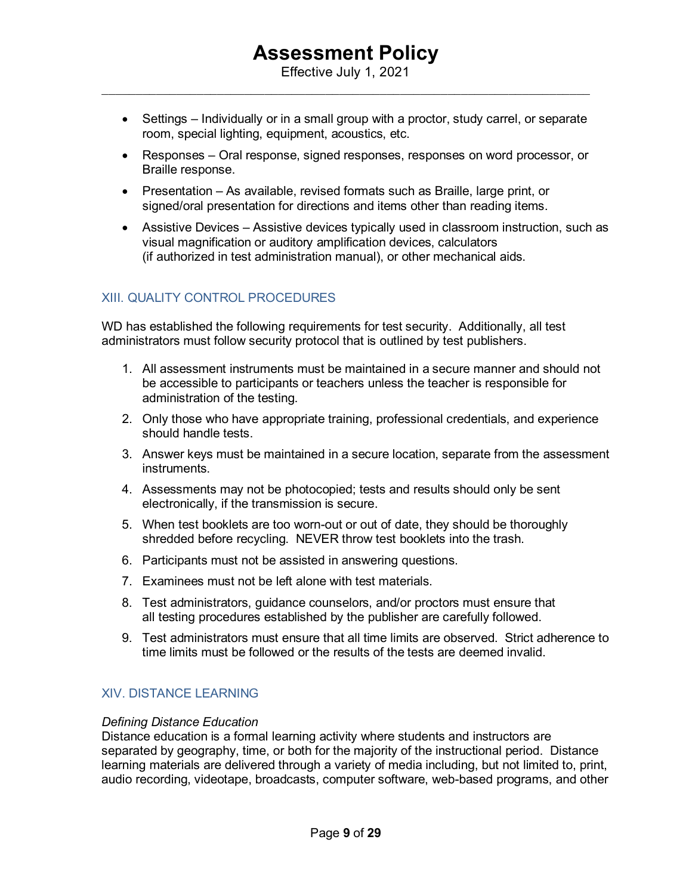- Settings – Individually or in a small group with a proctor, study carrel, or separate room, special lighting, equipment, acoustics, etc.
- Responses – Oral response, signed responses, responses on word processor, or Braille response.
- Presentation – As available, revised formats such as Braille, large print, or signed/oral presentation for directions and items other than reading items.
- Assistive Devices – Assistive devices typically used in classroom instruction, such as visual magnification or auditory amplification devices, calculators (if authorized in test administration manual), or other mechanical aids.

## XIII. QUALITY CONTROL PROCEDURES

WD has established the following requirements for test security. Additionally, all test administrators must follow security protocol that is outlined by test publishers.

1. All assessment instruments must be maintained in a secure manner and should not be accessible to participants or teachers unless the teacher is responsible for administration of the testing.
2. Only those who have appropriate training, professional credentials, and experience should handle tests.
3. Answer keys must be maintained in a secure location, separate from the assessment instruments.
4. Assessments may not be photocopied; tests and results should only be sent electronically, if the transmission is secure.
5. When test booklets are too worn-out or out of date, they should be thoroughly shredded before recycling. NEVER throw test booklets into the trash.
6. Participants must not be assisted in answering questions.
7. Examinees must not be left alone with test materials.
8. Test administrators, guidance counselors, and/or proctors must ensure that all testing procedures established by the publisher are carefully followed.
9. Test administrators must ensure that all time limits are observed. Strict adherence to time limits must be followed or the results of the tests are deemed invalid.

## XIV. DISTANCE LEARNING

*Defining Distance Education*
Distance education is a formal learning activity where students and instructors are separated by geography, time, or both for the majority of the instructional period. Distance learning materials are delivered through a variety of media including, but not limited to, print, audio recording, videotape, broadcasts, computer software, web-based programs, and other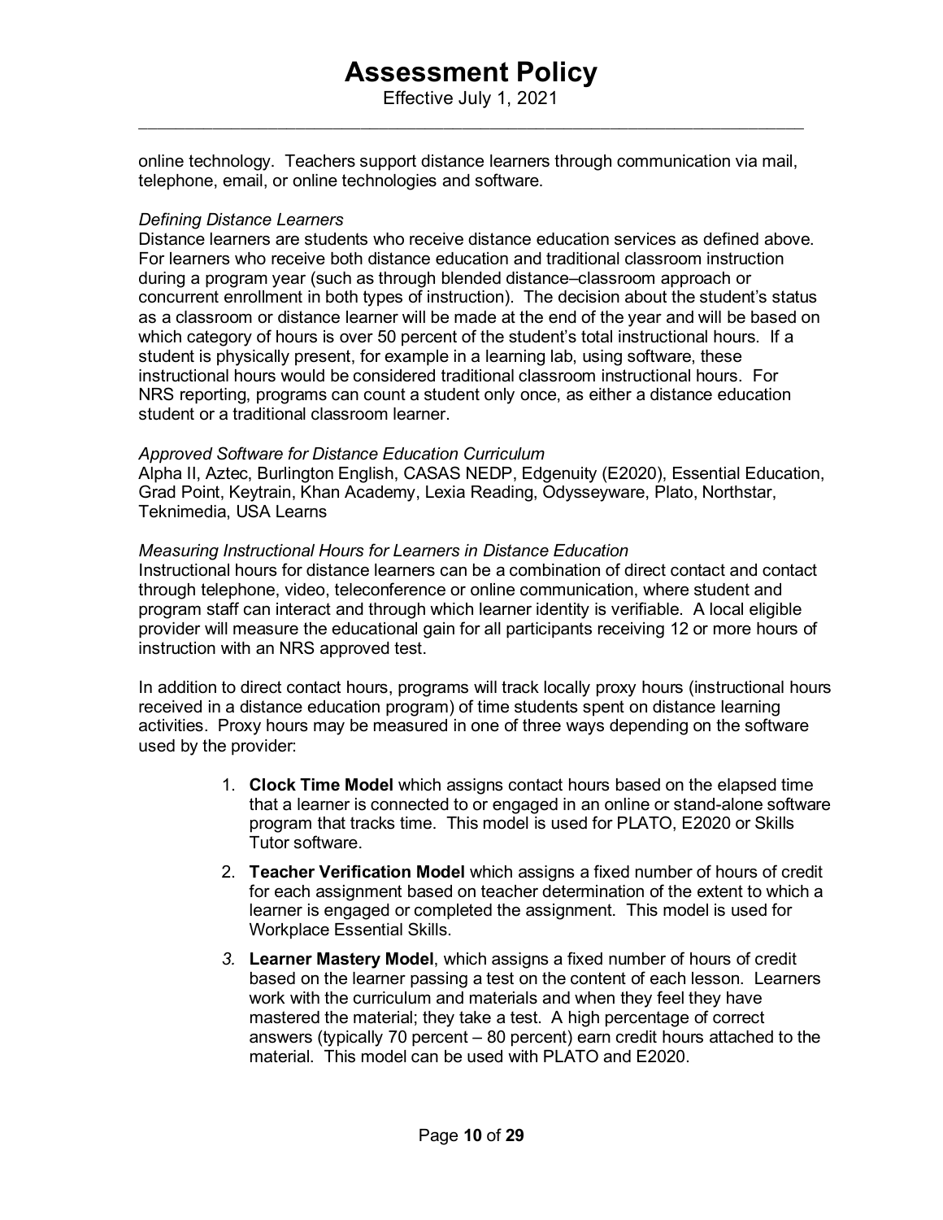online technology. Teachers support distance learners through communication via mail, telephone, email, or online technologies and software.

*Defining Distance Learners*

Distance learners are students who receive distance education services as defined above. For learners who receive both distance education and traditional classroom instruction during a program year (such as through blended distance–classroom approach or concurrent enrollment in both types of instruction). The decision about the student's status as a classroom or distance learner will be made at the end of the year and will be based on which category of hours is over 50 percent of the student's total instructional hours. If a student is physically present, for example in a learning lab, using software, these instructional hours would be considered traditional classroom instructional hours. For NRS reporting, programs can count a student only once, as either a distance education student or a traditional classroom learner.

*Approved Software for Distance Education Curriculum*

Alpha II, Aztec, Burlington English, CASAS NEDP, Edgenuity (E2020), Essential Education, Grad Point, Keytrain, Khan Academy, Lexia Reading, Odysseyware, Plato, Northstar, Teknimedia, USA Learns

*Measuring Instructional Hours for Learners in Distance Education*

Instructional hours for distance learners can be a combination of direct contact and contact through telephone, video, teleconference or online communication, where student and program staff can interact and through which learner identity is verifiable. A local eligible provider will measure the educational gain for all participants receiving 12 or more hours of instruction with an NRS approved test.

In addition to direct contact hours, programs will track locally proxy hours (instructional hours received in a distance education program) of time students spent on distance learning activities. Proxy hours may be measured in one of three ways depending on the software used by the provider:

1. **Clock Time Model** which assigns contact hours based on the elapsed time that a learner is connected to or engaged in an online or stand-alone software program that tracks time. This model is used for PLATO, E2020 or Skills Tutor software.
2. **Teacher Verification Model** which assigns a fixed number of hours of credit for each assignment based on teacher determination of the extent to which a learner is engaged or completed the assignment. This model is used for Workplace Essential Skills.
3. **Learner Mastery Model**, which assigns a fixed number of hours of credit based on the learner passing a test on the content of each lesson. Learners work with the curriculum and materials and when they feel they have mastered the material; they take a test. A high percentage of correct answers (typically 70 percent – 80 percent) earn credit hours attached to the material. This model can be used with PLATO and E2020.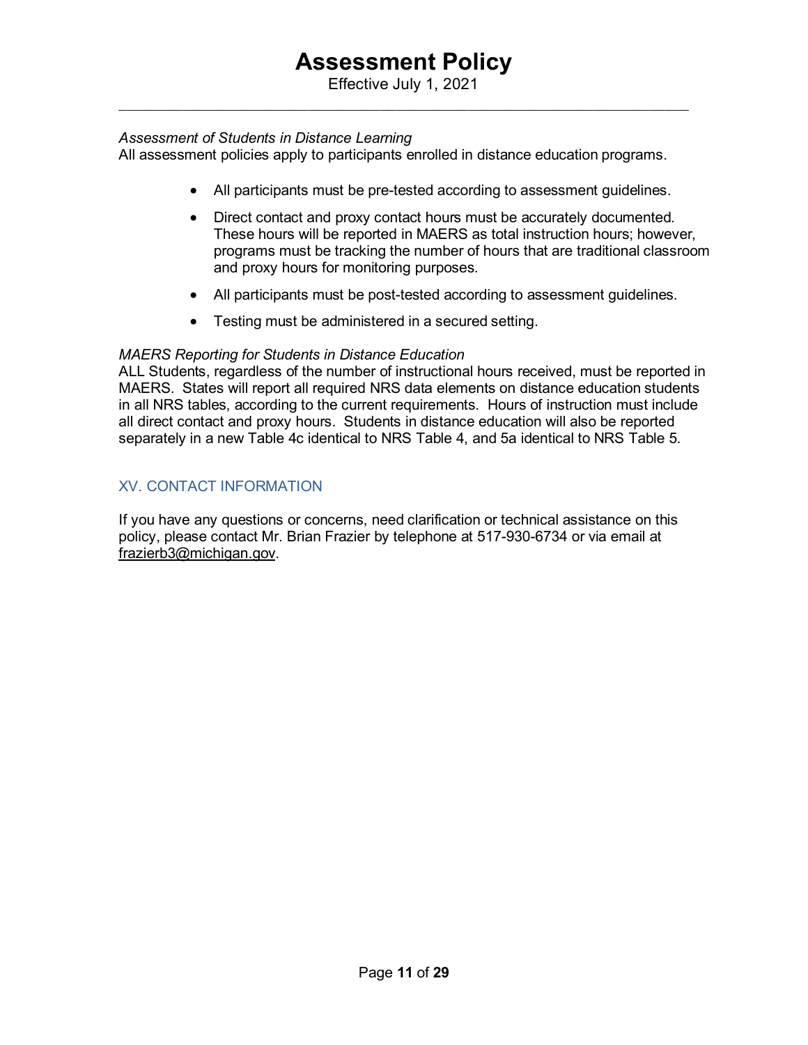*Assessment of Students in Distance Learning*
All assessment policies apply to participants enrolled in distance education programs.

- All participants must be pre-tested according to assessment guidelines.
- Direct contact and proxy contact hours must be accurately documented. These hours will be reported in MAERS as total instruction hours; however, programs must be tracking the number of hours that are traditional classroom and proxy hours for monitoring purposes.
- All participants must be post-tested according to assessment guidelines.
- Testing must be administered in a secured setting.

*MAERS Reporting for Students in Distance Education*
ALL Students, regardless of the number of instructional hours received, must be reported in MAERS. States will report all required NRS data elements on distance education students in all NRS tables, according to the current requirements. Hours of instruction must include all direct contact and proxy hours. Students in distance education will also be reported separately in a new Table 4c identical to NRS Table 4, and 5a identical to NRS Table 5.

## XV. CONTACT INFORMATION

If you have any questions or concerns, need clarification or technical assistance on this policy, please contact Mr. Brian Frazier by telephone at 517-930-6734 or via email at frazierb3@michigan.gov.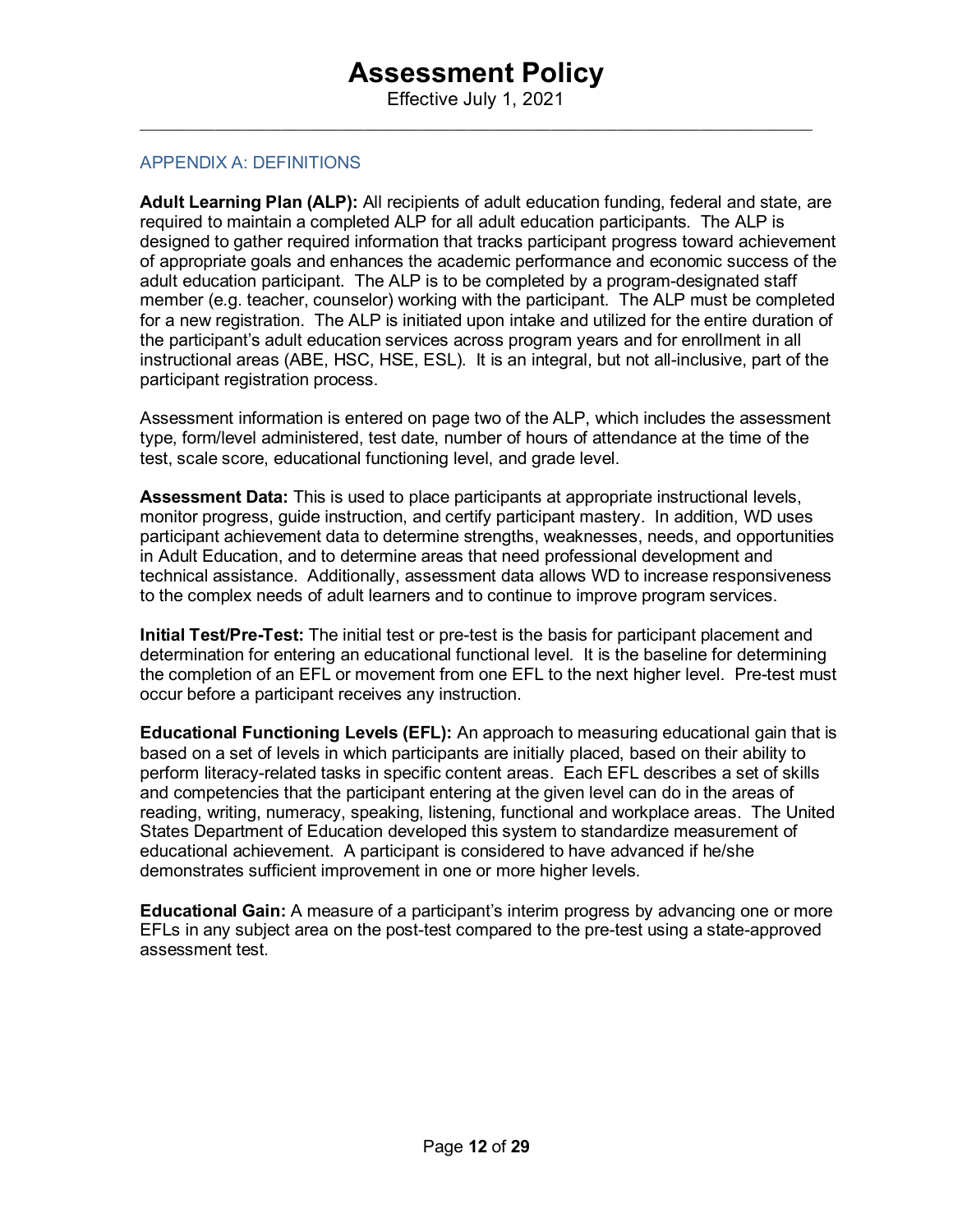## APPENDIX A: DEFINITIONS

**Adult Learning Plan (ALP):** All recipients of adult education funding, federal and state, are required to maintain a completed ALP for all adult education participants. The ALP is designed to gather required information that tracks participant progress toward achievement of appropriate goals and enhances the academic performance and economic success of the adult education participant. The ALP is to be completed by a program-designated staff member (e.g. teacher, counselor) working with the participant. The ALP must be completed for a new registration. The ALP is initiated upon intake and utilized for the entire duration of the participant's adult education services across program years and for enrollment in all instructional areas (ABE, HSC, HSE, ESL). It is an integral, but not all-inclusive, part of the participant registration process.

Assessment information is entered on page two of the ALP, which includes the assessment type, form/level administered, test date, number of hours of attendance at the time of the test, scale score, educational functioning level, and grade level.

**Assessment Data:** This is used to place participants at appropriate instructional levels, monitor progress, guide instruction, and certify participant mastery. In addition, WD uses participant achievement data to determine strengths, weaknesses, needs, and opportunities in Adult Education, and to determine areas that need professional development and technical assistance. Additionally, assessment data allows WD to increase responsiveness to the complex needs of adult learners and to continue to improve program services.

**Initial Test/Pre-Test:** The initial test or pre-test is the basis for participant placement and determination for entering an educational functional level. It is the baseline for determining the completion of an EFL or movement from one EFL to the next higher level. Pre-test must occur before a participant receives any instruction.

**Educational Functioning Levels (EFL):** An approach to measuring educational gain that is based on a set of levels in which participants are initially placed, based on their ability to perform literacy-related tasks in specific content areas. Each EFL describes a set of skills and competencies that the participant entering at the given level can do in the areas of reading, writing, numeracy, speaking, listening, functional and workplace areas. The United States Department of Education developed this system to standardize measurement of educational achievement. A participant is considered to have advanced if he/she demonstrates sufficient improvement in one or more higher levels.

**Educational Gain:** A measure of a participant's interim progress by advancing one or more EFLs in any subject area on the post-test compared to the pre-test using a state-approved assessment test.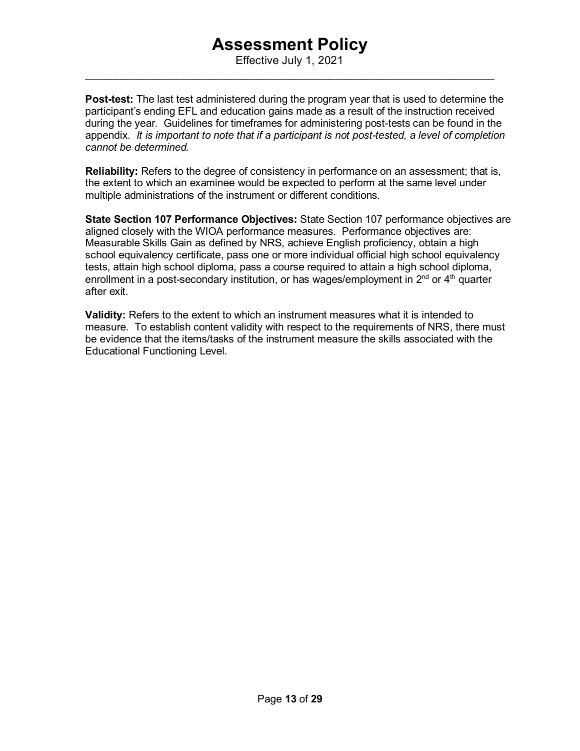**Post-test:** The last test administered during the program year that is used to determine the participant's ending EFL and education gains made as a result of the instruction received during the year. Guidelines for timeframes for administering post-tests can be found in the appendix. *It is important to note that if a participant is not post-tested, a level of completion cannot be determined.*

**Reliability:** Refers to the degree of consistency in performance on an assessment; that is, the extent to which an examinee would be expected to perform at the same level under multiple administrations of the instrument or different conditions.

**State Section 107 Performance Objectives:** State Section 107 performance objectives are aligned closely with the WIOA performance measures. Performance objectives are: Measurable Skills Gain as defined by NRS, achieve English proficiency, obtain a high school equivalency certificate, pass one or more individual official high school equivalency tests, attain high school diploma, pass a course required to attain a high school diploma, enrollment in a post-secondary institution, or has wages/employment in 2nd or 4th quarter after exit.

**Validity:** Refers to the extent to which an instrument measures what it is intended to measure. To establish content validity with respect to the requirements of NRS, there must be evidence that the items/tasks of the instrument measure the skills associated with the Educational Functioning Level.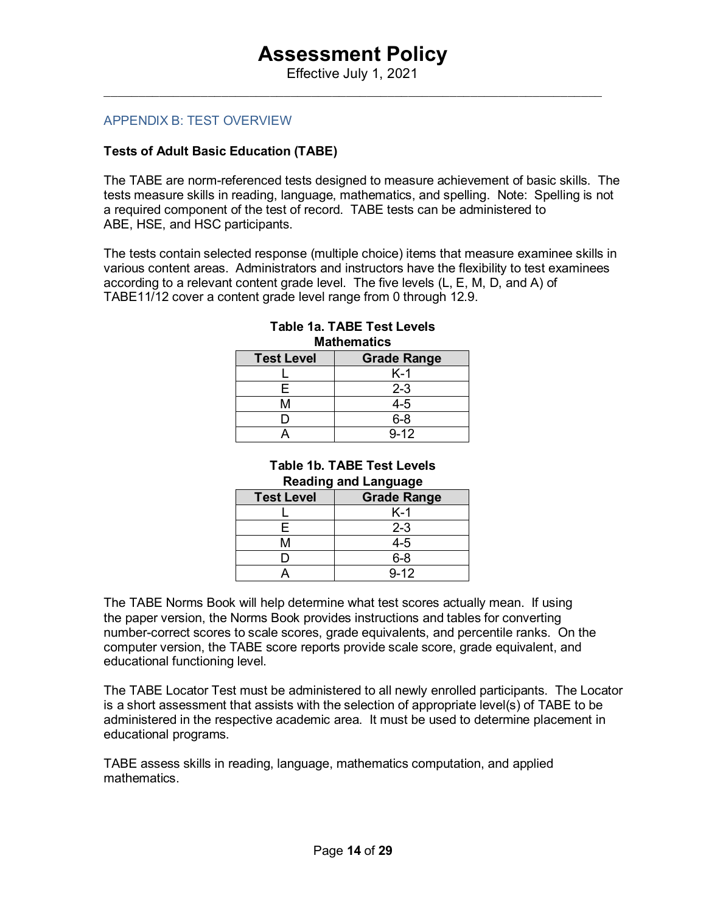## APPENDIX B: TEST OVERVIEW

**Tests of Adult Basic Education (TABE)**

The TABE are norm-referenced tests designed to measure achievement of basic skills. The tests measure skills in reading, language, mathematics, and spelling. Note: Spelling is not a required component of the test of record. TABE tests can be administered to ABE, HSE, and HSC participants.

The tests contain selected response (multiple choice) items that measure examinee skills in various content areas. Administrators and instructors have the flexibility to test examinees according to a relevant content grade level. The five levels (L, E, M, D, and A) of TABE11/12 cover a content grade level range from 0 through 12.9.

**Table 1a. TABE Test Levels**
**Mathematics**

| Test Level | Grade Range |
|---|---|
| L | K-1 |
| E | 2-3 |
| M | 4-5 |
| D | 6-8 |
| A | 9-12 |

**Table 1b. TABE Test Levels**
**Reading and Language**

| Test Level | Grade Range |
|---|---|
| L | K-1 |
| E | 2-3 |
| M | 4-5 |
| D | 6-8 |
| A | 9-12 |

The TABE Norms Book will help determine what test scores actually mean. If using the paper version, the Norms Book provides instructions and tables for converting number-correct scores to scale scores, grade equivalents, and percentile ranks. On the computer version, the TABE score reports provide scale score, grade equivalent, and educational functioning level.

The TABE Locator Test must be administered to all newly enrolled participants. The Locator is a short assessment that assists with the selection of appropriate level(s) of TABE to be administered in the respective academic area. It must be used to determine placement in educational programs.

TABE assess skills in reading, language, mathematics computation, and applied mathematics.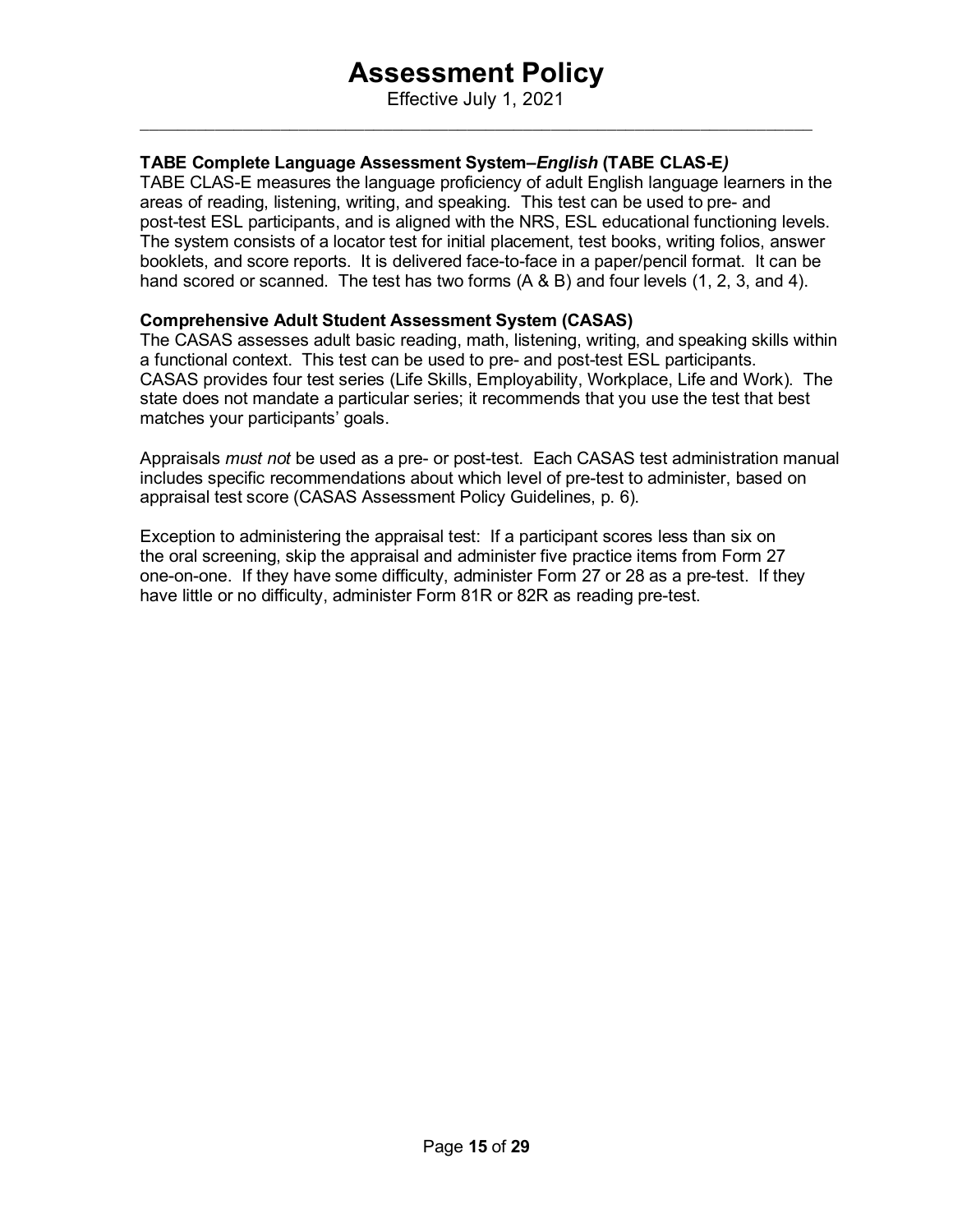**TABE Complete Language Assessment System–*English* (TABE CLAS-E*)***

TABE CLAS-E measures the language proficiency of adult English language learners in the areas of reading, listening, writing, and speaking. This test can be used to pre- and post-test ESL participants, and is aligned with the NRS, ESL educational functioning levels. The system consists of a locator test for initial placement, test books, writing folios, answer booklets, and score reports. It is delivered face-to-face in a paper/pencil format. It can be hand scored or scanned. The test has two forms (A & B) and four levels (1, 2, 3, and 4).

**Comprehensive Adult Student Assessment System (CASAS)**

The CASAS assesses adult basic reading, math, listening, writing, and speaking skills within a functional context. This test can be used to pre- and post-test ESL participants. CASAS provides four test series (Life Skills, Employability, Workplace, Life and Work). The state does not mandate a particular series; it recommends that you use the test that best matches your participants' goals.

Appraisals *must not* be used as a pre- or post-test. Each CASAS test administration manual includes specific recommendations about which level of pre-test to administer, based on appraisal test score (CASAS Assessment Policy Guidelines, p. 6).

Exception to administering the appraisal test: If a participant scores less than six on the oral screening, skip the appraisal and administer five practice items from Form 27 one-on-one. If they have some difficulty, administer Form 27 or 28 as a pre-test. If they have little or no difficulty, administer Form 81R or 82R as reading pre-test.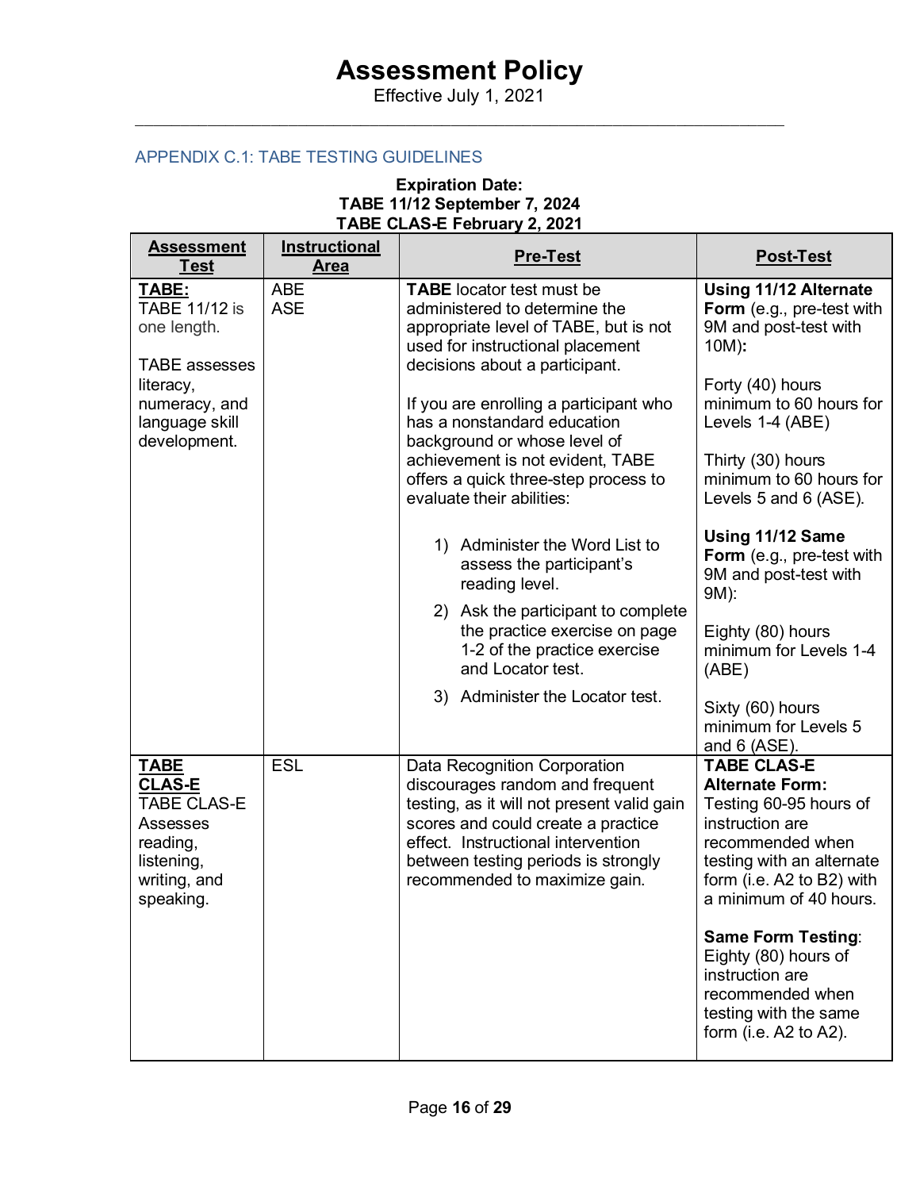## APPENDIX C.1: TABE TESTING GUIDELINES

**Expiration Date:**
**TABE 11/12 September 7, 2024**
**TABE CLAS-E February 2, 2021**

| Assessment Test | Instructional Area | Pre-Test | Post-Test |
|---|---|---|---|
| **TABE:** TABE 11/12 is one length.<br><br>TABE assesses literacy, numeracy, and language skill development. | ABE<br>ASE | **TABE** locator test must be administered to determine the appropriate level of TABE, but is not used for instructional placement decisions about a participant.<br><br>If you are enrolling a participant who has a nonstandard education background or whose level of achievement is not evident, TABE offers a quick three-step process to evaluate their abilities:<br><br>1) Administer the Word List to assess the participant's reading level.<br>2) Ask the participant to complete the practice exercise on page 1-2 of the practice exercise and Locator test.<br>3) Administer the Locator test. | **Using 11/12 Alternate Form** (e.g., pre-test with 9M and post-test with 10M)**:**<br><br>Forty (40) hours minimum to 60 hours for Levels 1-4 (ABE)<br><br>Thirty (30) hours minimum to 60 hours for Levels 5 and 6 (ASE).<br><br>**Using 11/12 Same Form** (e.g., pre-test with 9M and post-test with 9M):<br><br>Eighty (80) hours minimum for Levels 1-4 (ABE)<br><br>Sixty (60) hours minimum for Levels 5 and 6 (ASE). |
| **TABE CLAS-E** TABE CLAS-E Assesses reading, listening, writing, and speaking. | ESL | Data Recognition Corporation discourages random and frequent testing, as it will not present valid gain scores and could create a practice effect. Instructional intervention between testing periods is strongly recommended to maximize gain. | **TABE CLAS-E Alternate Form:** Testing 60-95 hours of instruction are recommended when testing with an alternate form (i.e. A2 to B2) with a minimum of 40 hours.<br><br>**Same Form Testing**: Eighty (80) hours of instruction are recommended when testing with the same form (i.e. A2 to A2). |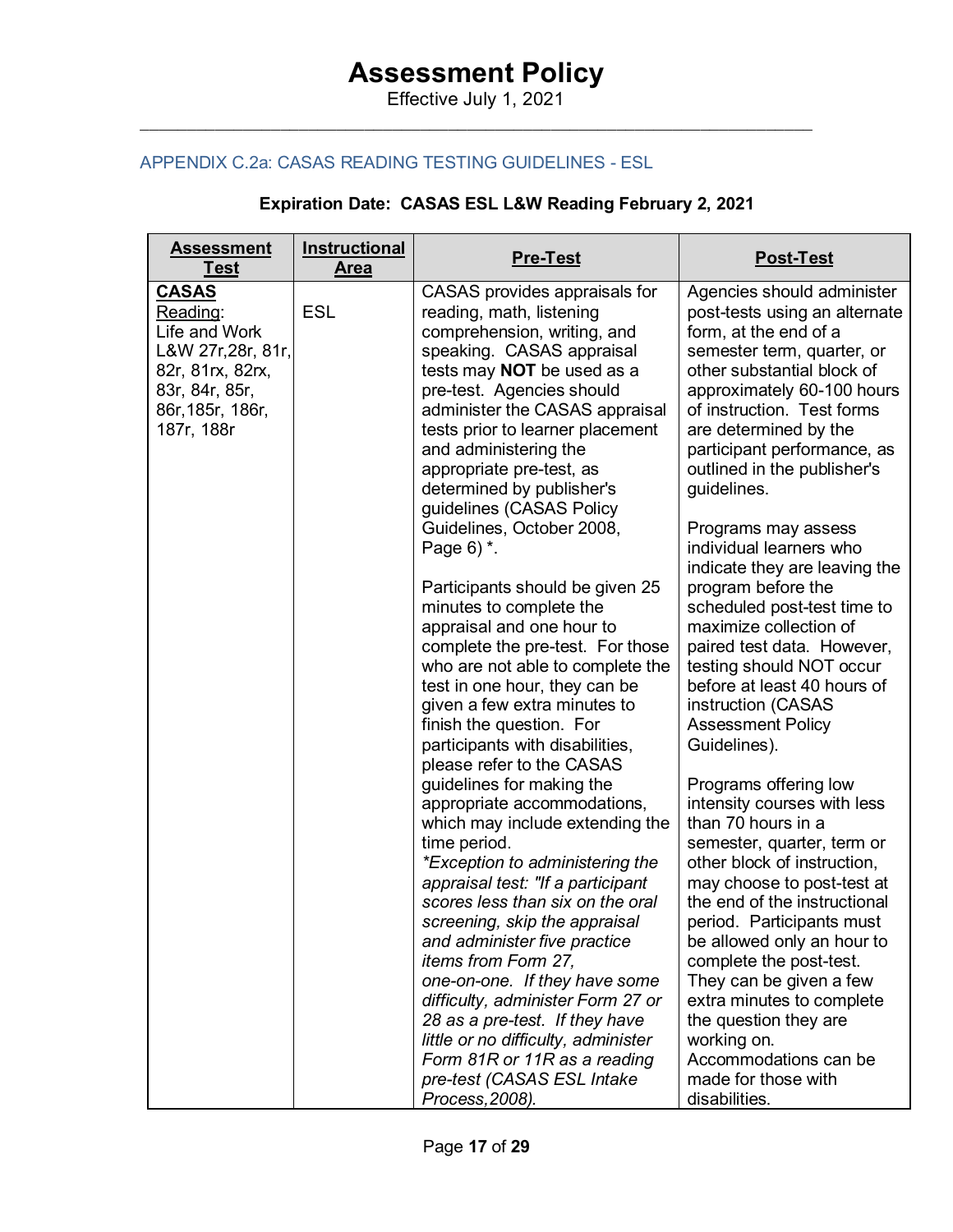# Assessment Policy

Effective July 1, 2021

## APPENDIX C.2a: CASAS READING TESTING GUIDELINES - ESL

**Expiration Date: CASAS ESL L&W Reading February 2, 2021**

| Assessment Test | Instructional Area | Pre-Test | Post-Test |
|---|---|---|---|
| **CASAS** Reading: Life and Work L&W 27r,28r, 81r, 82r, 81rx, 82rx, 83r, 84r, 85r, 86r,185r, 186r, 187r, 188r | ESL | CASAS provides appraisals for reading, math, listening comprehension, writing, and speaking. CASAS appraisal tests may **NOT** be used as a pre-test. Agencies should administer the CASAS appraisal tests prior to learner placement and administering the appropriate pre-test, as determined by publisher's guidelines (CASAS Policy Guidelines, October 2008, Page 6) *.<br><br>Participants should be given 25 minutes to complete the appraisal and one hour to complete the pre-test. For those who are not able to complete the test in one hour, they can be given a few extra minutes to finish the question. For participants with disabilities, please refer to the CASAS guidelines for making the appropriate accommodations, which may include extending the time period.<br>*\*Exception to administering the appraisal test: "If a participant scores less than six on the oral screening, skip the appraisal and administer five practice items from Form 27, one-on-one. If they have some difficulty, administer Form 27 or 28 as a pre-test. If they have little or no difficulty, administer Form 81R or 11R as a reading pre-test (CASAS ESL Intake Process,2008).* | Agencies should administer post-tests using an alternate form, at the end of a semester term, quarter, or other substantial block of approximately 60-100 hours of instruction. Test forms are determined by the participant performance, as outlined in the publisher's guidelines.<br><br>Programs may assess individual learners who indicate they are leaving the program before the scheduled post-test time to maximize collection of paired test data. However, testing should NOT occur before at least 40 hours of instruction (CASAS Assessment Policy Guidelines).<br><br>Programs offering low intensity courses with less than 70 hours in a semester, quarter, term or other block of instruction, may choose to post-test at the end of the instructional period. Participants must be allowed only an hour to complete the post-test. They can be given a few extra minutes to complete the question they are working on. Accommodations can be made for those with disabilities. |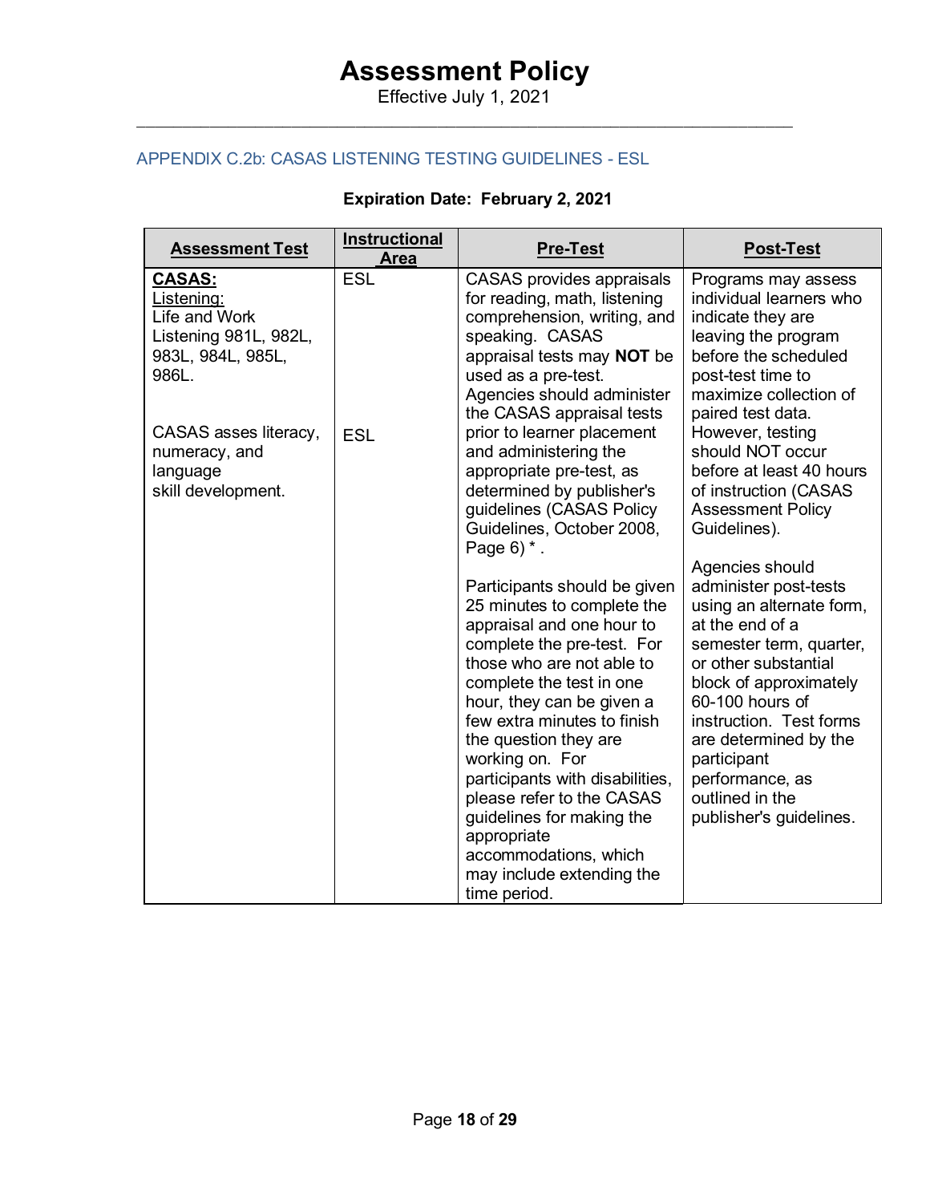# Assessment Policy

Effective July 1, 2021

## APPENDIX C.2b: CASAS LISTENING TESTING GUIDELINES - ESL

**Expiration Date: February 2, 2021**

| Assessment Test | Instructional Area | Pre-Test | Post-Test |
|---|---|---|---|
| **CASAS:**<br>Listening:<br>Life and Work Listening 981L, 982L, 983L, 984L, 985L, 986L.<br><br>CASAS asses literacy, numeracy, and language skill development. | ESL<br><br>ESL | CASAS provides appraisals for reading, math, listening comprehension, writing, and speaking. CASAS appraisal tests may **NOT** be used as a pre-test. Agencies should administer the CASAS appraisal tests prior to learner placement and administering the appropriate pre-test, as determined by publisher's guidelines (CASAS Policy Guidelines, October 2008, Page 6) * .<br><br>Participants should be given 25 minutes to complete the appraisal and one hour to complete the pre-test. For those who are not able to complete the test in one hour, they can be given a few extra minutes to finish the question they are working on. For participants with disabilities, please refer to the CASAS guidelines for making the appropriate accommodations, which may include extending the time period. | Programs may assess individual learners who indicate they are leaving the program before the scheduled post-test time to maximize collection of paired test data. However, testing should NOT occur before at least 40 hours of instruction (CASAS Assessment Policy Guidelines).<br><br>Agencies should administer post-tests using an alternate form, at the end of a semester term, quarter, or other substantial block of approximately 60-100 hours of instruction. Test forms are determined by the participant performance, as outlined in the publisher's guidelines. |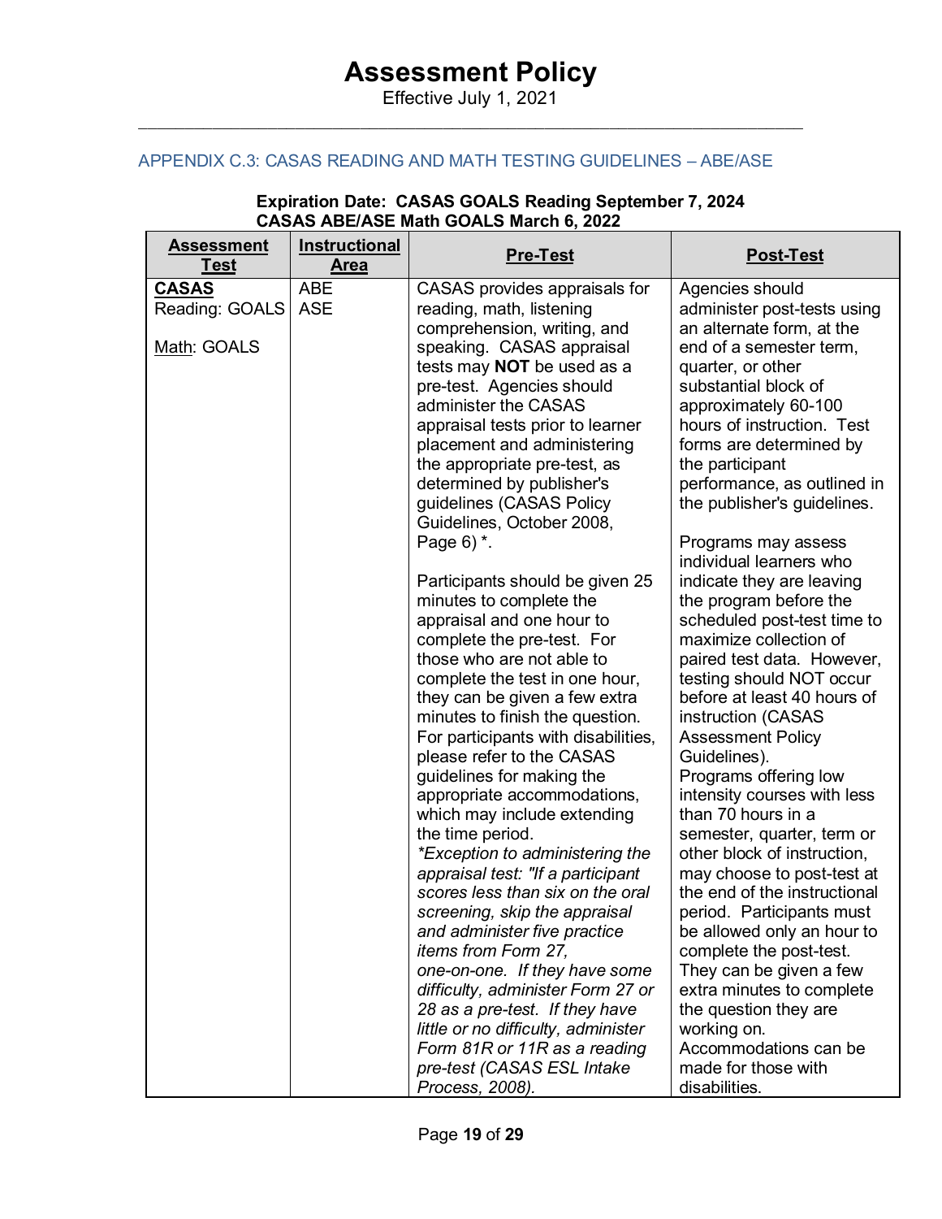## APPENDIX C.3: CASAS READING AND MATH TESTING GUIDELINES – ABE/ASE

**Expiration Date: CASAS GOALS Reading September 7, 2024**
**CASAS ABE/ASE Math GOALS March 6, 2022**

| Assessment Test | Instructional Area | Pre-Test | Post-Test |
|---|---|---|---|
| **CASAS** Reading: GOALS<br><br>Math: GOALS | ABE<br>ASE | CASAS provides appraisals for reading, math, listening comprehension, writing, and speaking. CASAS appraisal tests may **NOT** be used as a pre-test. Agencies should administer the CASAS appraisal tests prior to learner placement and administering the appropriate pre-test, as determined by publisher's guidelines (CASAS Policy Guidelines, October 2008, Page 6) *.<br><br>Participants should be given 25 minutes to complete the appraisal and one hour to complete the pre-test. For those who are not able to complete the test in one hour, they can be given a few extra minutes to finish the question. For participants with disabilities, please refer to the CASAS guidelines for making the appropriate accommodations, which may include extending the time period.<br>*\*Exception to administering the appraisal test: "If a participant scores less than six on the oral screening, skip the appraisal and administer five practice items from Form 27, one-on-one. If they have some difficulty, administer Form 27 or 28 as a pre-test. If they have little or no difficulty, administer Form 81R or 11R as a reading pre-test (CASAS ESL Intake Process, 2008).* | Agencies should administer post-tests using an alternate form, at the end of a semester term, quarter, or other substantial block of approximately 60-100 hours of instruction. Test forms are determined by the participant performance, as outlined in the publisher's guidelines.<br><br>Programs may assess individual learners who indicate they are leaving the program before the scheduled post-test time to maximize collection of paired test data. However, testing should NOT occur before at least 40 hours of instruction (CASAS Assessment Policy Guidelines).<br>Programs offering low intensity courses with less than 70 hours in a semester, quarter, term or other block of instruction, may choose to post-test at the end of the instructional period. Participants must be allowed only an hour to complete the post-test. They can be given a few extra minutes to complete the question they are working on. Accommodations can be made for those with disabilities. |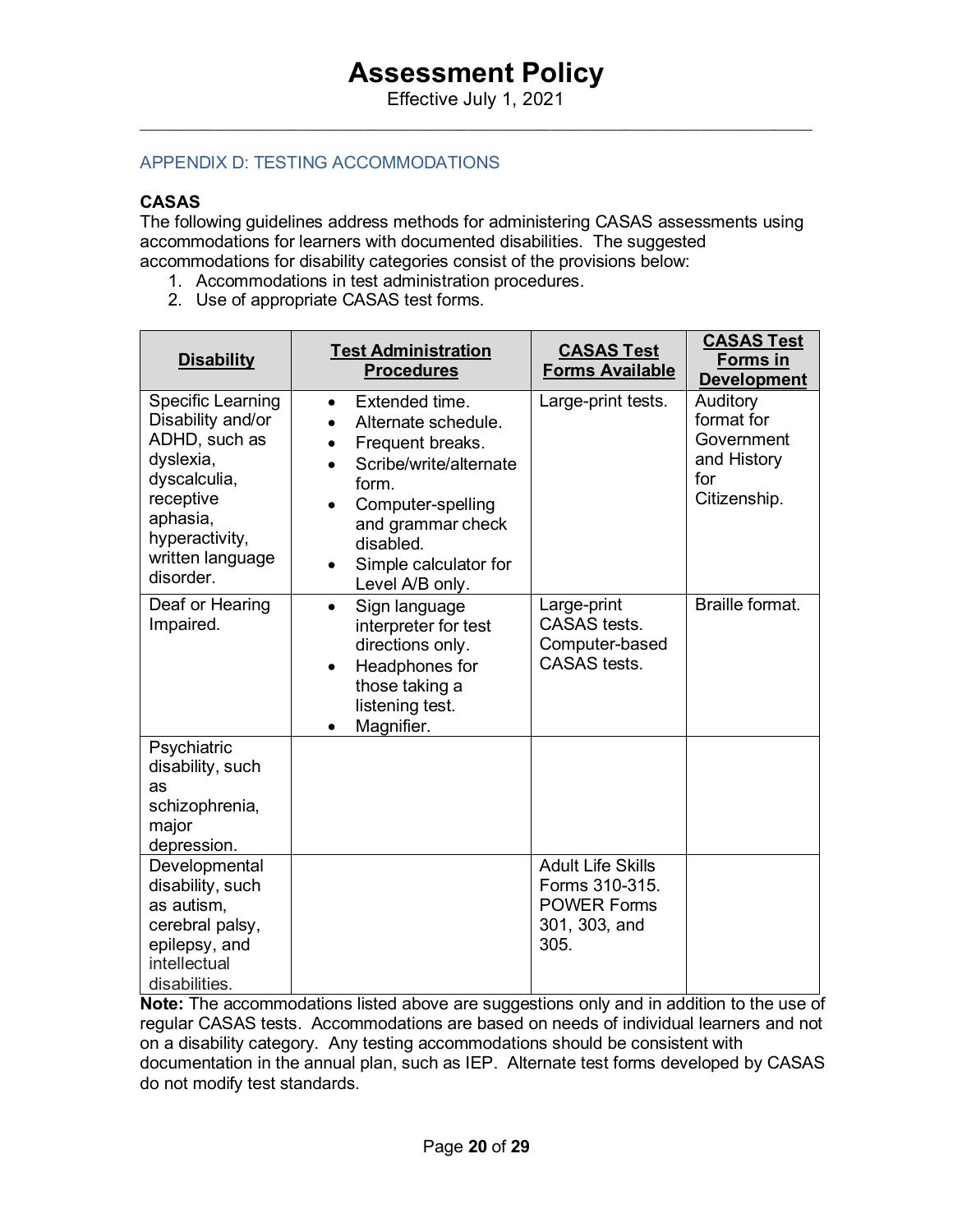## APPENDIX D: TESTING ACCOMMODATIONS

**CASAS**

The following guidelines address methods for administering CASAS assessments using accommodations for learners with documented disabilities. The suggested accommodations for disability categories consist of the provisions below:

1. Accommodations in test administration procedures.
2. Use of appropriate CASAS test forms.

| Disability | Test Administration Procedures | CASAS Test Forms Available | CASAS Test Forms in Development |
|---|---|---|---|
| Specific Learning Disability and/or ADHD, such as dyslexia, dyscalculia, receptive aphasia, hyperactivity, written language disorder. | • Extended time.<br>• Alternate schedule.<br>• Frequent breaks.<br>• Scribe/write/alternate form.<br>• Computer-spelling and grammar check disabled.<br>• Simple calculator for Level A/B only. | Large-print tests. | Auditory format for Government and History for Citizenship. |
| Deaf or Hearing Impaired. | • Sign language interpreter for test directions only.<br>• Headphones for those taking a listening test.<br>• Magnifier. | Large-print CASAS tests. Computer-based CASAS tests. | Braille format. |
| Psychiatric disability, such as schizophrenia, major depression. | | | |
| Developmental disability, such as autism, cerebral palsy, epilepsy, and intellectual disabilities. | | Adult Life Skills Forms 310-315. POWER Forms 301, 303, and 305. | |

**Note:** The accommodations listed above are suggestions only and in addition to the use of regular CASAS tests. Accommodations are based on needs of individual learners and not on a disability category. Any testing accommodations should be consistent with documentation in the annual plan, such as IEP. Alternate test forms developed by CASAS do not modify test standards.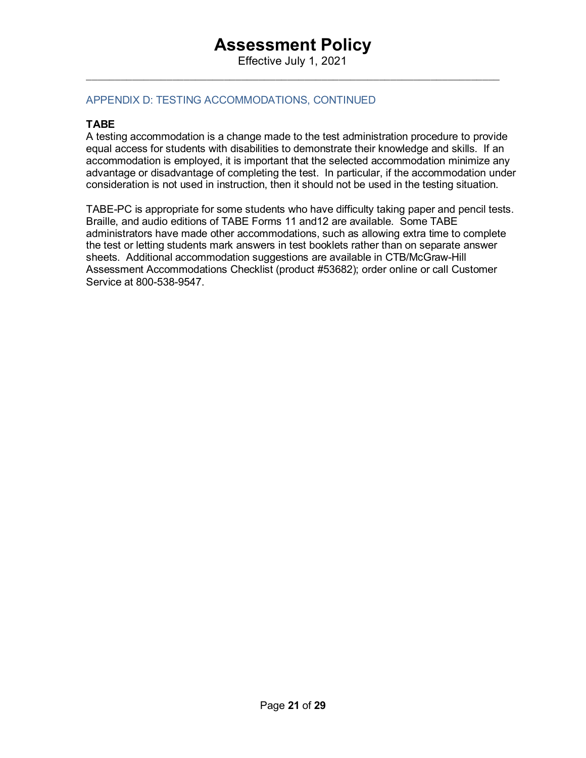## APPENDIX D: TESTING ACCOMMODATIONS, CONTINUED

**TABE**

A testing accommodation is a change made to the test administration procedure to provide equal access for students with disabilities to demonstrate their knowledge and skills. If an accommodation is employed, it is important that the selected accommodation minimize any advantage or disadvantage of completing the test. In particular, if the accommodation under consideration is not used in instruction, then it should not be used in the testing situation.

TABE-PC is appropriate for some students who have difficulty taking paper and pencil tests. Braille, and audio editions of TABE Forms 11 and12 are available. Some TABE administrators have made other accommodations, such as allowing extra time to complete the test or letting students mark answers in test booklets rather than on separate answer sheets. Additional accommodation suggestions are available in CTB/McGraw-Hill Assessment Accommodations Checklist (product #53682); order online or call Customer Service at 800-538-9547.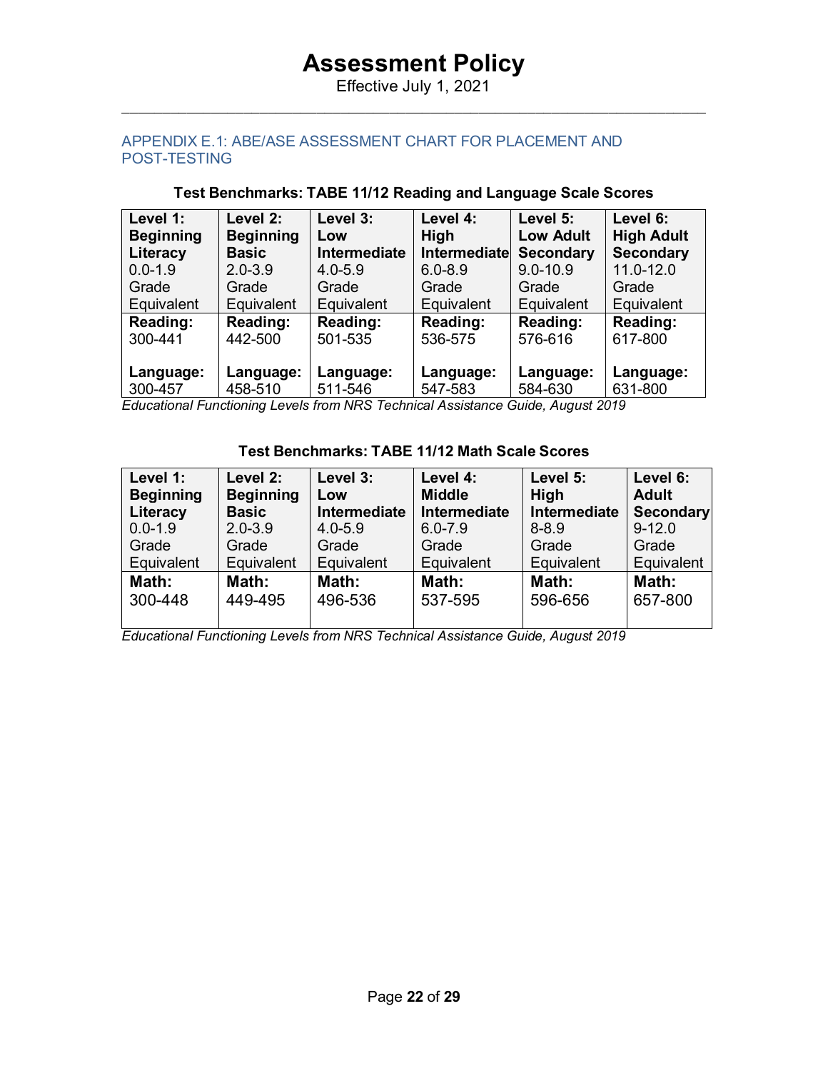## APPENDIX E.1: ABE/ASE ASSESSMENT CHART FOR PLACEMENT AND POST-TESTING

**Test Benchmarks: TABE 11/12 Reading and Language Scale Scores**

| **Level 1: Beginning Literacy** 0.0-1.9 Grade Equivalent | **Level 2: Beginning Basic** 2.0-3.9 Grade Equivalent | **Level 3: Low Intermediate** 4.0-5.9 Grade Equivalent | **Level 4: High Intermediate** 6.0-8.9 Grade Equivalent | **Level 5: Low Adult Secondary** 9.0-10.9 Grade Equivalent | **Level 6: High Adult Secondary** 11.0-12.0 Grade Equivalent |
|---|---|---|---|---|---|
| **Reading:** 300-441<br><br>**Language:** 300-457 | **Reading:** 442-500<br><br>**Language:** 458-510 | **Reading:** 501-535<br><br>**Language:** 511-546 | **Reading:** 536-575<br><br>**Language:** 547-583 | **Reading:** 576-616<br><br>**Language:** 584-630 | **Reading:** 617-800<br><br>**Language:** 631-800 |

*Educational Functioning Levels from NRS Technical Assistance Guide, August 2019*

**Test Benchmarks: TABE 11/12 Math Scale Scores**

| **Level 1: Beginning Literacy** 0.0-1.9 Grade Equivalent | **Level 2: Beginning Basic** 2.0-3.9 Grade Equivalent | **Level 3: Low Intermediate** 4.0-5.9 Grade Equivalent | **Level 4: Middle Intermediate** 6.0-7.9 Grade Equivalent | **Level 5: High Intermediate** 8-8.9 Grade Equivalent | **Level 6: Adult Secondary** 9-12.0 Grade Equivalent |
|---|---|---|---|---|---|
| **Math:** 300-448 | **Math:** 449-495 | **Math:** 496-536 | **Math:** 537-595 | **Math:** 596-656 | **Math:** 657-800 |

*Educational Functioning Levels from NRS Technical Assistance Guide, August 2019*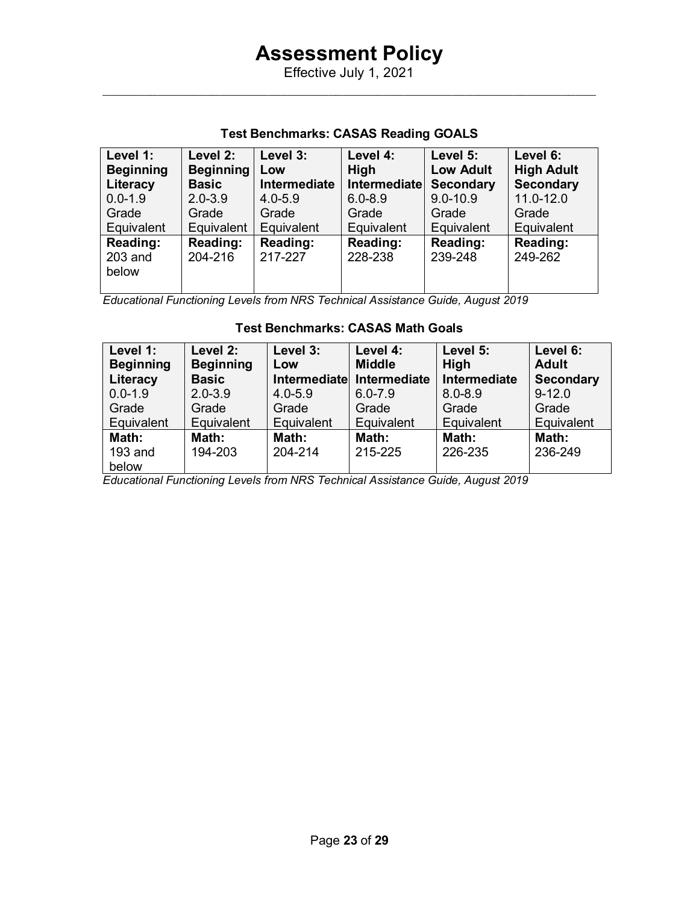# Assessment Policy

Effective July 1, 2021

### Test Benchmarks: CASAS Reading GOALS

| **Level 1: Beginning Literacy** 0.0-1.9 Grade Equivalent | **Level 2: Beginning Basic** 2.0-3.9 Grade Equivalent | **Level 3: Low Intermediate** 4.0-5.9 Grade Equivalent | **Level 4: High Intermediate** 6.0-8.9 Grade Equivalent | **Level 5: Low Adult Secondary** 9.0-10.9 Grade Equivalent | **Level 6: High Adult Secondary** 11.0-12.0 Grade Equivalent |
|---|---|---|---|---|---|
| **Reading:** 203 and below | **Reading:** 204-216 | **Reading:** 217-227 | **Reading:** 228-238 | **Reading:** 239-248 | **Reading:** 249-262 |

*Educational Functioning Levels from NRS Technical Assistance Guide, August 2019*

### Test Benchmarks: CASAS Math Goals

| **Level 1: Beginning Literacy** 0.0-1.9 Grade Equivalent | **Level 2: Beginning Basic** 2.0-3.9 Grade Equivalent | **Level 3: Low Intermediate** 4.0-5.9 Grade Equivalent | **Level 4: Middle Intermediate** 6.0-7.9 Grade Equivalent | **Level 5: High Intermediate** 8.0-8.9 Grade Equivalent | **Level 6: Adult Secondary** 9-12.0 Grade Equivalent |
|---|---|---|---|---|---|
| **Math:** 193 and below | **Math:** 194-203 | **Math:** 204-214 | **Math:** 215-225 | **Math:** 226-235 | **Math:** 236-249 |

*Educational Functioning Levels from NRS Technical Assistance Guide, August 2019*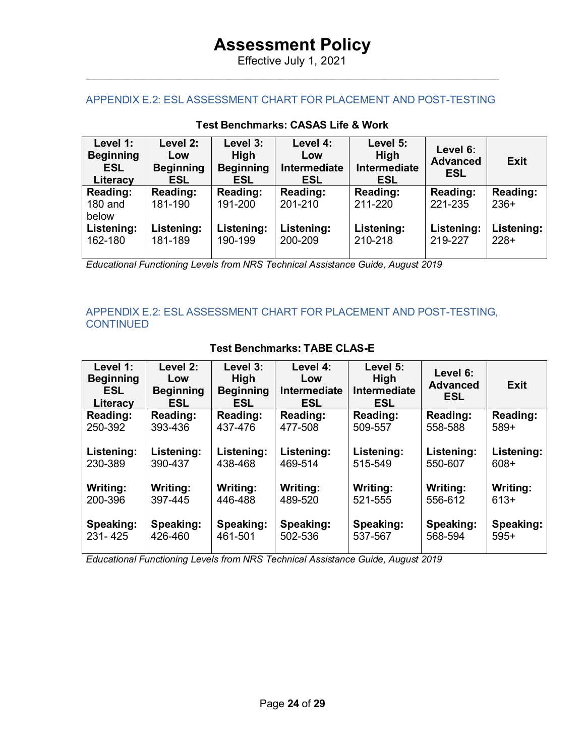## APPENDIX E.2: ESL ASSESSMENT CHART FOR PLACEMENT AND POST-TESTING

**Test Benchmarks: CASAS Life & Work**

| Level 1: Beginning ESL Literacy | Level 2: Low Beginning ESL | Level 3: High Beginning ESL | Level 4: Low Intermediate ESL | Level 5: High Intermediate ESL | Level 6: Advanced ESL | Exit |
|---|---|---|---|---|---|---|
| **Reading:** 180 and below<br>**Listening:** 162-180 | **Reading:** 181-190<br>**Listening:** 181-189 | **Reading:** 191-200<br>**Listening:** 190-199 | **Reading:** 201-210<br>**Listening:** 200-209 | **Reading:** 211-220<br>**Listening:** 210-218 | **Reading:** 221-235<br>**Listening:** 219-227 | **Reading:** 236+<br>**Listening:** 228+ |

*Educational Functioning Levels from NRS Technical Assistance Guide, August 2019*

## APPENDIX E.2: ESL ASSESSMENT CHART FOR PLACEMENT AND POST-TESTING, CONTINUED

**Test Benchmarks: TABE CLAS-E**

| Level 1: Beginning ESL Literacy | Level 2: Low Beginning ESL | Level 3: High Beginning ESL | Level 4: Low Intermediate ESL | Level 5: High Intermediate ESL | Level 6: Advanced ESL | Exit |
|---|---|---|---|---|---|---|
| **Reading:** 250-392<br>**Listening:** 230-389<br>**Writing:** 200-396<br>**Speaking:** 231- 425 | **Reading:** 393-436<br>**Listening:** 390-437<br>**Writing:** 397-445<br>**Speaking:** 426-460 | **Reading:** 437-476<br>**Listening:** 438-468<br>**Writing:** 446-488<br>**Speaking:** 461-501 | **Reading:** 477-508<br>**Listening:** 469-514<br>**Writing:** 489-520<br>**Speaking:** 502-536 | **Reading:** 509-557<br>**Listening:** 515-549<br>**Writing:** 521-555<br>**Speaking:** 537-567 | **Reading:** 558-588<br>**Listening:** 550-607<br>**Writing:** 556-612<br>**Speaking:** 568-594 | **Reading:** 589+<br>**Listening:** 608+<br>**Writing:** 613+<br>**Speaking:** 595+ |

*Educational Functioning Levels from NRS Technical Assistance Guide, August 2019*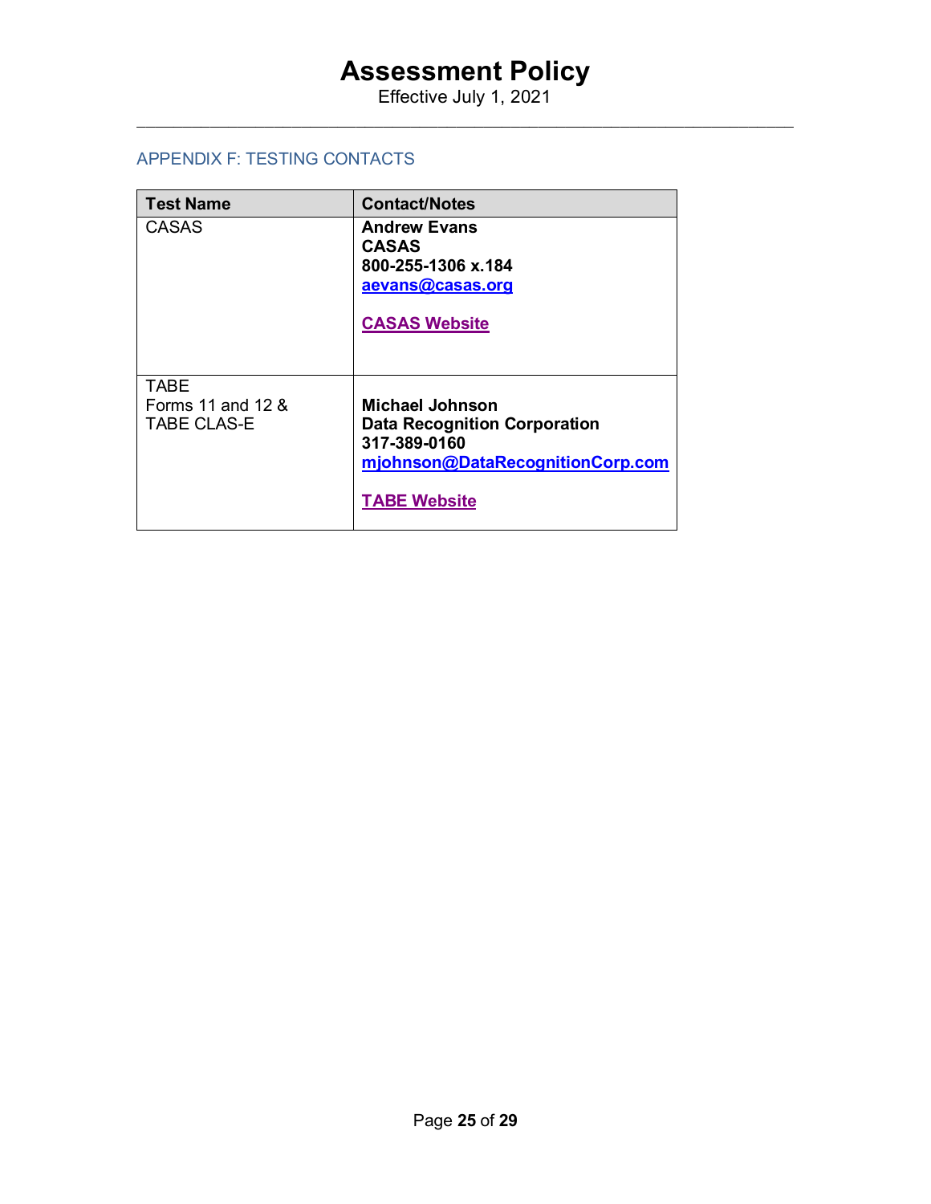## APPENDIX F: TESTING CONTACTS

| Test Name | Contact/Notes |
|---|---|
| CASAS | **Andrew Evans**<br>**CASAS**<br>**800-255-1306 x.184**<br>**aevans@casas.org**<br><br>**CASAS Website** |
| TABE<br>Forms 11 and 12 &<br>TABE CLAS-E | **Michael Johnson**<br>**Data Recognition Corporation**<br>**317-389-0160**<br>**mjohnson@DataRecognitionCorp.com**<br><br>**TABE Website** |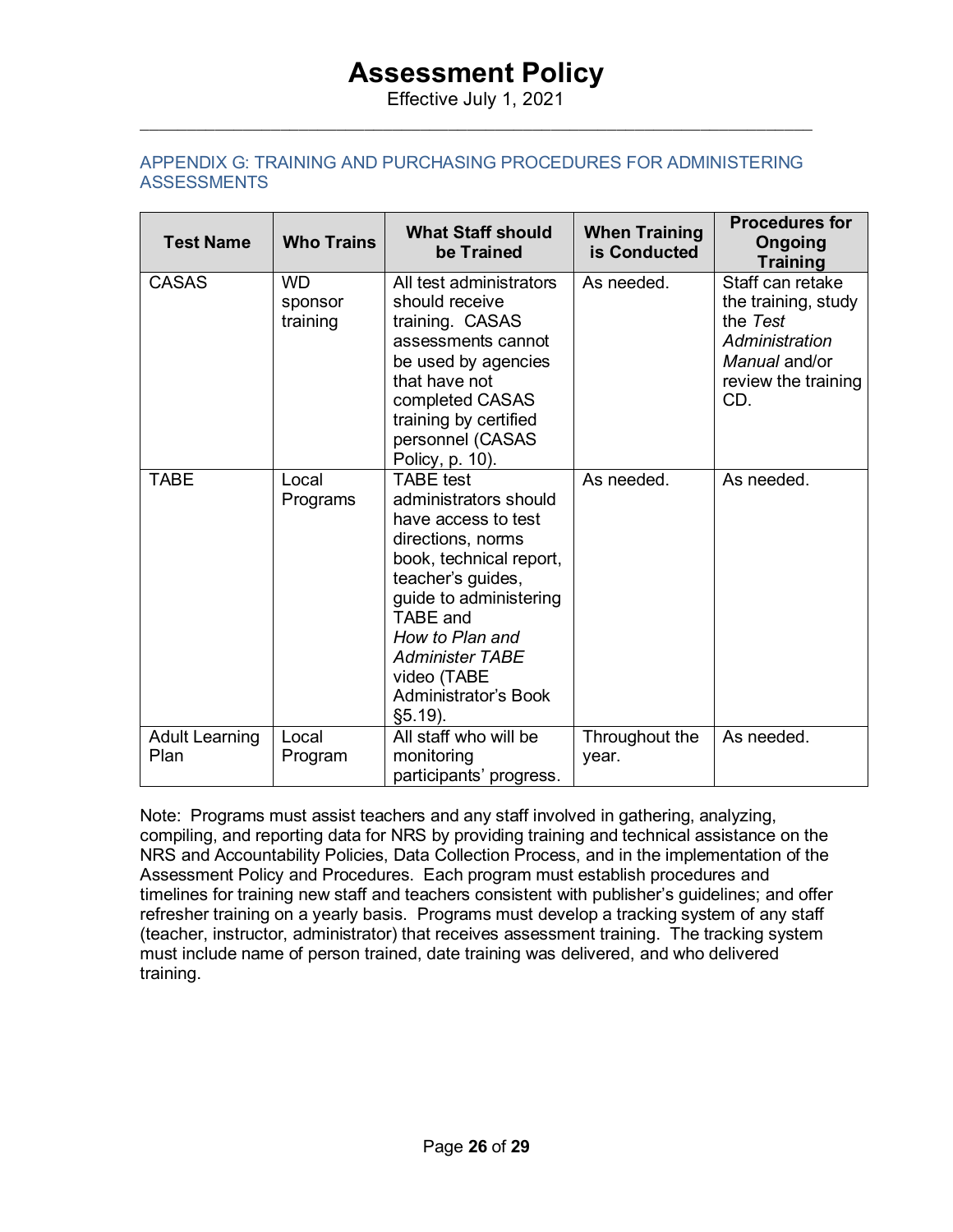# Assessment Policy

Effective July 1, 2021

## APPENDIX G: TRAINING AND PURCHASING PROCEDURES FOR ADMINISTERING ASSESSMENTS

| Test Name | Who Trains | What Staff should be Trained | When Training is Conducted | Procedures for Ongoing Training |
|---|---|---|---|---|
| CASAS | WD sponsor training | All test administrators should receive training. CASAS assessments cannot be used by agencies that have not completed CASAS training by certified personnel (CASAS Policy, p. 10). | As needed. | Staff can retake the training, study the *Test Administration Manual* and/or review the training CD. |
| TABE | Local Programs | TABE test administrators should have access to test directions, norms book, technical report, teacher's guides, guide to administering TABE and *How to Plan and Administer TABE* video (TABE Administrator's Book §5.19). | As needed. | As needed. |
| Adult Learning Plan | Local Program | All staff who will be monitoring participants' progress. | Throughout the year. | As needed. |

Note: Programs must assist teachers and any staff involved in gathering, analyzing, compiling, and reporting data for NRS by providing training and technical assistance on the NRS and Accountability Policies, Data Collection Process, and in the implementation of the Assessment Policy and Procedures. Each program must establish procedures and timelines for training new staff and teachers consistent with publisher's guidelines; and offer refresher training on a yearly basis. Programs must develop a tracking system of any staff (teacher, instructor, administrator) that receives assessment training. The tracking system must include name of person trained, date training was delivered, and who delivered training.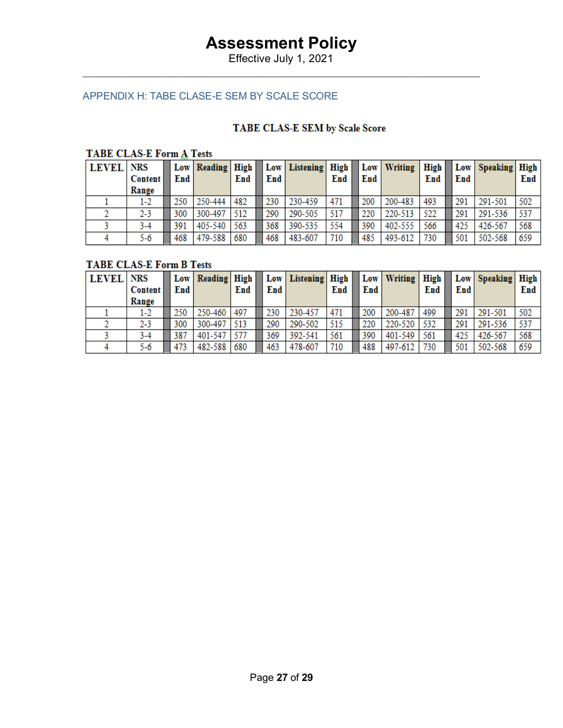## APPENDIX H: TABE CLASE-E SEM BY SCALE SCORE

**TABE CLAS-E SEM by Scale Score**

**TABE CLAS-E Form A Tests**

| LEVEL | NRS Content Range | | Low End | Reading | High End | | Low End | Listening | High End | | Low End | Writing | High End | | Low End | Speaking | High End |
|---|---|---|---|---|---|---|---|---|---|---|---|---|---|---|---|---|---|
| 1 | 1-2 | | 250 | 250-444 | 482 | | 230 | 230-459 | 471 | | 200 | 200-483 | 493 | | 291 | 291-501 | 502 |
| 2 | 2-3 | | 300 | 300-497 | 512 | | 290 | 290-505 | 517 | | 220 | 220-513 | 522 | | 291 | 291-536 | 537 |
| 3 | 3-4 | | 391 | 405-540 | 563 | | 368 | 390-535 | 554 | | 390 | 402-555 | 566 | | 425 | 426-567 | 568 |
| 4 | 5-6 | | 468 | 479-588 | 680 | | 468 | 483-607 | 710 | | 485 | 493-612 | 730 | | 501 | 502-568 | 659 |

**TABE CLAS-E Form B Tests**

| LEVEL | NRS Content Range | | Low End | Reading | High End | | Low End | Listening | High End | | Low End | Writing | High End | | Low End | Speaking | High End |
|---|---|---|---|---|---|---|---|---|---|---|---|---|---|---|---|---|---|
| 1 | 1-2 | | 250 | 250-460 | 497 | | 230 | 230-457 | 471 | | 200 | 200-487 | 499 | | 291 | 291-501 | 502 |
| 2 | 2-3 | | 300 | 300-497 | 513 | | 290 | 290-502 | 515 | | 220 | 220-520 | 532 | | 291 | 291-536 | 537 |
| 3 | 3-4 | | 387 | 401-547 | 577 | | 369 | 392-541 | 561 | | 390 | 401-549 | 561 | | 425 | 426-567 | 568 |
| 4 | 5-6 | | 473 | 482-588 | 680 | | 463 | 478-607 | 710 | | 488 | 497-612 | 730 | | 501 | 502-568 | 659 |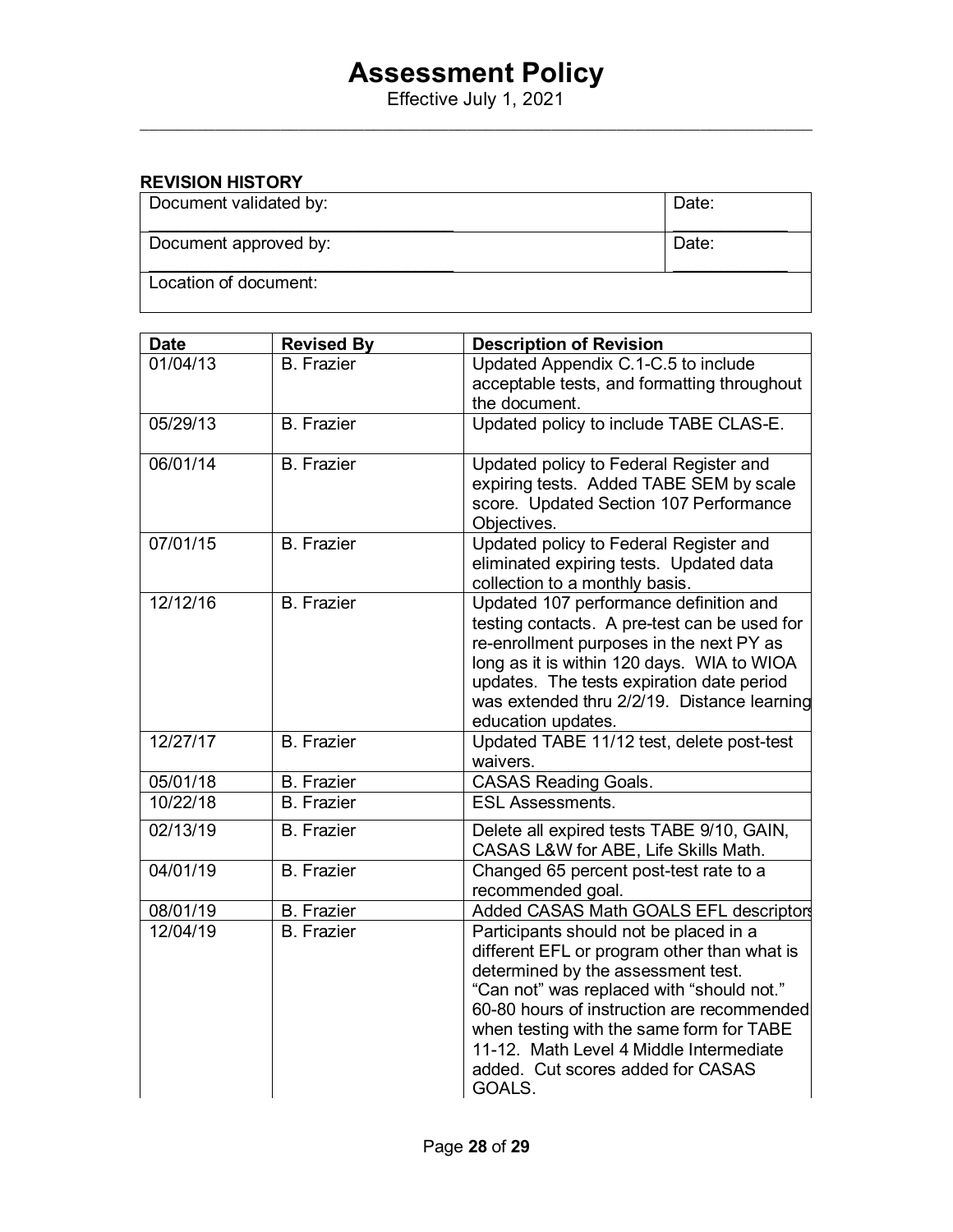**REVISION HISTORY**

| Document validated by: | Date: |
|---|---|
| Document approved by: | Date: |
| Location of document: | |

| Date | Revised By | Description of Revision |
|---|---|---|
| 01/04/13 | B. Frazier | Updated Appendix C.1-C.5 to include acceptable tests, and formatting throughout the document. |
| 05/29/13 | B. Frazier | Updated policy to include TABE CLAS-E. |
| 06/01/14 | B. Frazier | Updated policy to Federal Register and expiring tests. Added TABE SEM by scale score. Updated Section 107 Performance Objectives. |
| 07/01/15 | B. Frazier | Updated policy to Federal Register and eliminated expiring tests. Updated data collection to a monthly basis. |
| 12/12/16 | B. Frazier | Updated 107 performance definition and testing contacts. A pre-test can be used for re-enrollment purposes in the next PY as long as it is within 120 days. WIA to WIOA updates. The tests expiration date period was extended thru 2/2/19. Distance learning education updates. |
| 12/27/17 | B. Frazier | Updated TABE 11/12 test, delete post-test waivers. |
| 05/01/18 | B. Frazier | CASAS Reading Goals. |
| 10/22/18 | B. Frazier | ESL Assessments. |
| 02/13/19 | B. Frazier | Delete all expired tests TABE 9/10, GAIN, CASAS L&W for ABE, Life Skills Math. |
| 04/01/19 | B. Frazier | Changed 65 percent post-test rate to a recommended goal. |
| 08/01/19 | B. Frazier | Added CASAS Math GOALS EFL descriptors |
| 12/04/19 | B. Frazier | Participants should not be placed in a different EFL or program other than what is determined by the assessment test. "Can not" was replaced with "should not." 60-80 hours of instruction are recommended when testing with the same form for TABE 11-12. Math Level 4 Middle Intermediate added. Cut scores added for CASAS GOALS. |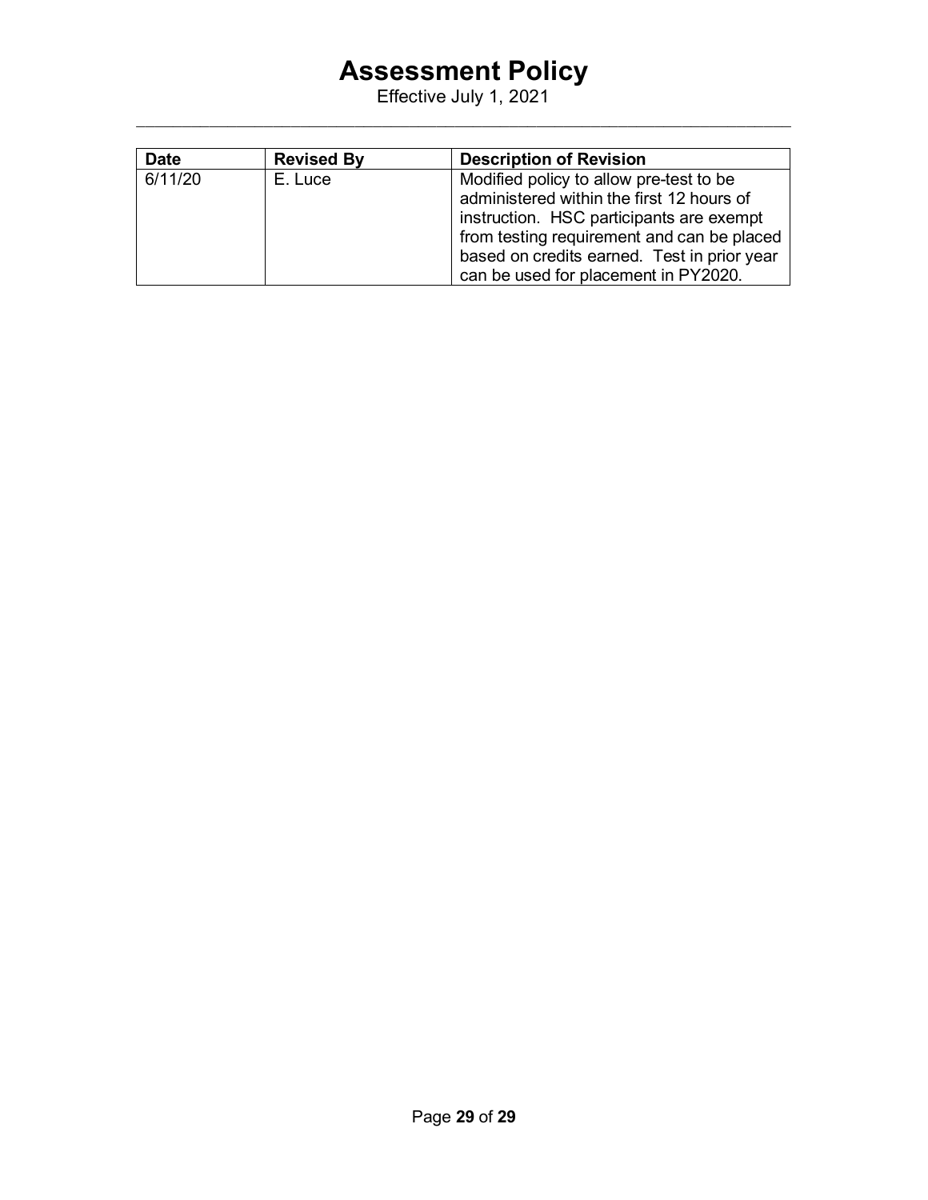| Date | Revised By | Description of Revision |
|---|---|---|
| 6/11/20 | E. Luce | Modified policy to allow pre-test to be administered within the first 12 hours of instruction. HSC participants are exempt from testing requirement and can be placed based on credits earned. Test in prior year can be used for placement in PY2020. |